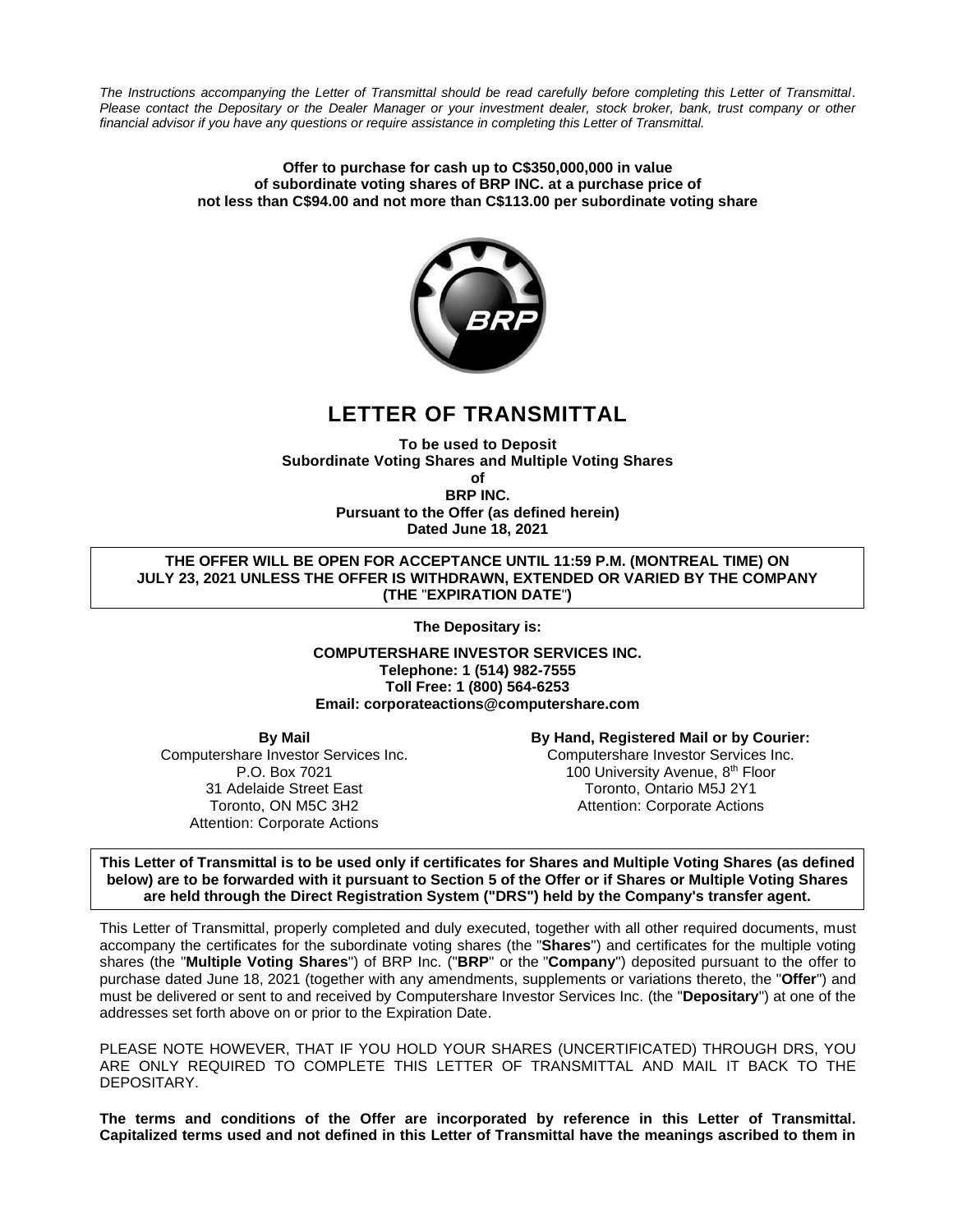*The Instructions accompanying the Letter of Transmittal should be read carefully before completing this Letter of Transmittal. Please contact the Depositary or the Dealer Manager or your investment dealer, stock broker, bank, trust company or other financial advisor if you have any questions or require assistance in completing this Letter of Transmittal.*

**Offer to purchase for cash up to C$350,000,000 in value of subordinate voting shares of BRP INC. at a purchase price of not less than C$94.00 and not more than C$113.00 per subordinate voting share**

# LETTER OF TRANSMITTAL

**To be used to Deposit**
**Subordinate Voting Shares and Multiple Voting Shares**
**of**
**BRP INC.**
**Pursuant to the Offer (as defined herein)**
**Dated June 18, 2021**

**THE OFFER WILL BE OPEN FOR ACCEPTANCE UNTIL 11:59 P.M. (MONTREAL TIME) ON JULY 23, 2021 UNLESS THE OFFER IS WITHDRAWN, EXTENDED OR VARIED BY THE COMPANY (THE "EXPIRATION DATE")**

**The Depositary is:**

**COMPUTERSHARE INVESTOR SERVICES INC.**
**Telephone: 1 (514) 982-7555**
**Toll Free: 1 (800) 564-6253**
**Email: corporateactions@computershare.com**

**By Mail**
Computershare Investor Services Inc.
P.O. Box 7021
31 Adelaide Street East
Toronto, ON M5C 3H2
Attention: Corporate Actions

**By Hand, Registered Mail or by Courier:**
Computershare Investor Services Inc.
100 University Avenue, 8th Floor
Toronto, Ontario M5J 2Y1
Attention: Corporate Actions

**This Letter of Transmittal is to be used only if certificates for Shares and Multiple Voting Shares (as defined below) are to be forwarded with it pursuant to Section 5 of the Offer or if Shares or Multiple Voting Shares are held through the Direct Registration System ("DRS") held by the Company's transfer agent.**

This Letter of Transmittal, properly completed and duly executed, together with all other required documents, must accompany the certificates for the subordinate voting shares (the "**Shares**") and certificates for the multiple voting shares (the "**Multiple Voting Shares**") of BRP Inc. ("**BRP**" or the "**Company**") deposited pursuant to the offer to purchase dated June 18, 2021 (together with any amendments, supplements or variations thereto, the "**Offer**") and must be delivered or sent to and received by Computershare Investor Services Inc. (the "**Depositary**") at one of the addresses set forth above on or prior to the Expiration Date.

PLEASE NOTE HOWEVER, THAT IF YOU HOLD YOUR SHARES (UNCERTIFICATED) THROUGH DRS, YOU ARE ONLY REQUIRED TO COMPLETE THIS LETTER OF TRANSMITTAL AND MAIL IT BACK TO THE DEPOSITARY.

**The terms and conditions of the Offer are incorporated by reference in this Letter of Transmittal. Capitalized terms used and not defined in this Letter of Transmittal have the meanings ascribed to them in**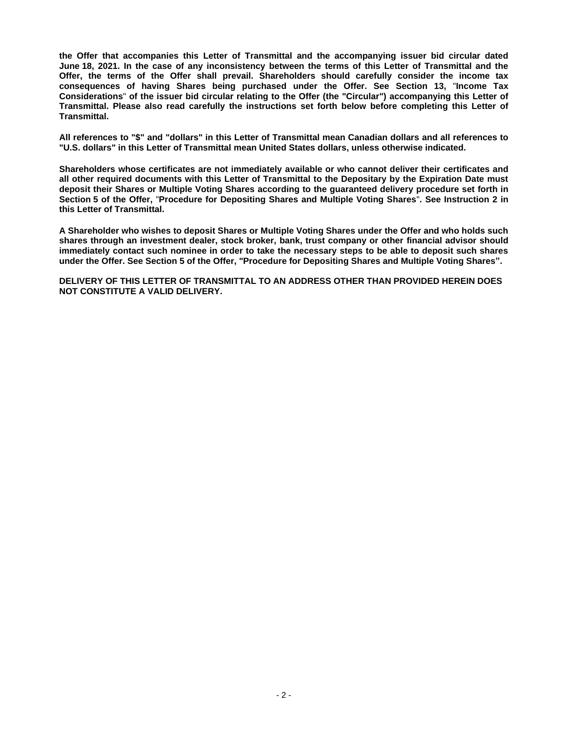**the Offer that accompanies this Letter of Transmittal and the accompanying issuer bid circular dated June 18, 2021. In the case of any inconsistency between the terms of this Letter of Transmittal and the Offer, the terms of the Offer shall prevail. Shareholders should carefully consider the income tax consequences of having Shares being purchased under the Offer. See Section 13, "Income Tax Considerations" of the issuer bid circular relating to the Offer (the "Circular") accompanying this Letter of Transmittal. Please also read carefully the instructions set forth below before completing this Letter of Transmittal.**

**All references to "$" and "dollars" in this Letter of Transmittal mean Canadian dollars and all references to "U.S. dollars" in this Letter of Transmittal mean United States dollars, unless otherwise indicated.**

**Shareholders whose certificates are not immediately available or who cannot deliver their certificates and all other required documents with this Letter of Transmittal to the Depositary by the Expiration Date must deposit their Shares or Multiple Voting Shares according to the guaranteed delivery procedure set forth in Section 5 of the Offer, "Procedure for Depositing Shares and Multiple Voting Shares". See Instruction 2 in this Letter of Transmittal.**

**A Shareholder who wishes to deposit Shares or Multiple Voting Shares under the Offer and who holds such shares through an investment dealer, stock broker, bank, trust company or other financial advisor should immediately contact such nominee in order to take the necessary steps to be able to deposit such shares under the Offer. See Section 5 of the Offer, "Procedure for Depositing Shares and Multiple Voting Shares".**

**DELIVERY OF THIS LETTER OF TRANSMITTAL TO AN ADDRESS OTHER THAN PROVIDED HEREIN DOES NOT CONSTITUTE A VALID DELIVERY.**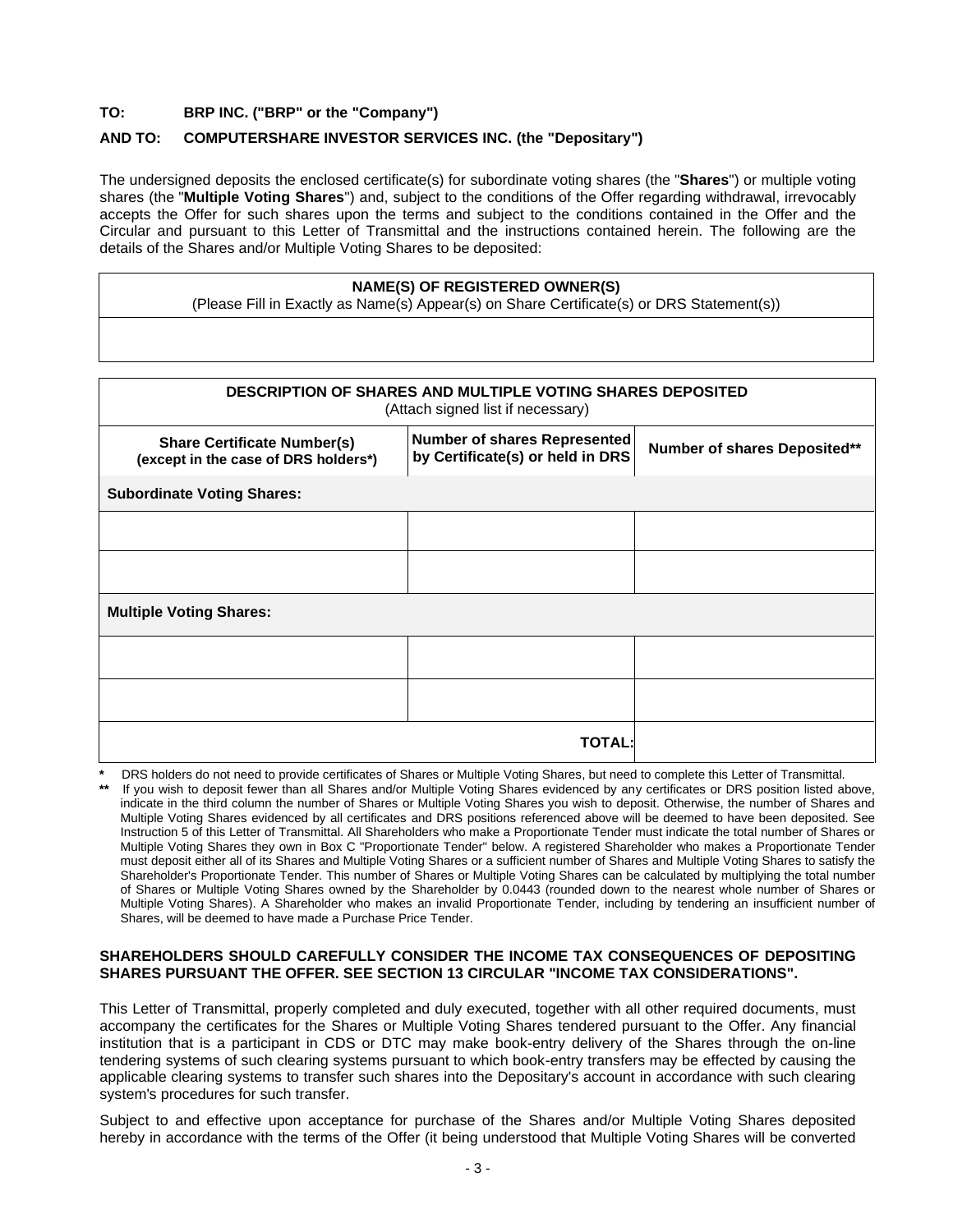**TO: BRP INC. ("BRP" or the "Company")**

**AND TO: COMPUTERSHARE INVESTOR SERVICES INC. (the "Depositary")**

The undersigned deposits the enclosed certificate(s) for subordinate voting shares (the "**Shares**") or multiple voting shares (the "**Multiple Voting Shares**") and, subject to the conditions of the Offer regarding withdrawal, irrevocably accepts the Offer for such shares upon the terms and subject to the conditions contained in the Offer and the Circular and pursuant to this Letter of Transmittal and the instructions contained herein. The following are the details of the Shares and/or Multiple Voting Shares to be deposited:

| **NAME(S) OF REGISTERED OWNER(S)** (Please Fill in Exactly as Name(s) Appear(s) on Share Certificate(s) or DRS Statement(s)) |
|---|
| |

| **DESCRIPTION OF SHARES AND MULTIPLE VOTING SHARES DEPOSITED** (Attach signed list if necessary) | | |
|---|---|---|
| **Share Certificate Number(s) (except in the case of DRS holders*)** | **Number of shares Represented by Certificate(s) or held in DRS** | **Number of shares Deposited**** |
| **Subordinate Voting Shares:** | | |
| | | |
| | | |
| **Multiple Voting Shares:** | | |
| | | |
| | | |
| | **TOTAL:** | |

\* DRS holders do not need to provide certificates of Shares or Multiple Voting Shares, but need to complete this Letter of Transmittal.

\*\* If you wish to deposit fewer than all Shares and/or Multiple Voting Shares evidenced by any certificates or DRS position listed above, indicate in the third column the number of Shares or Multiple Voting Shares you wish to deposit. Otherwise, the number of Shares and Multiple Voting Shares evidenced by all certificates and DRS positions referenced above will be deemed to have been deposited. See Instruction 5 of this Letter of Transmittal. All Shareholders who make a Proportionate Tender must indicate the total number of Shares or Multiple Voting Shares they own in Box C "Proportionate Tender" below. A registered Shareholder who makes a Proportionate Tender must deposit either all of its Shares and Multiple Voting Shares or a sufficient number of Shares and Multiple Voting Shares to satisfy the Shareholder's Proportionate Tender. This number of Shares or Multiple Voting Shares can be calculated by multiplying the total number of Shares or Multiple Voting Shares owned by the Shareholder by 0.0443 (rounded down to the nearest whole number of Shares or Multiple Voting Shares). A Shareholder who makes an invalid Proportionate Tender, including by tendering an insufficient number of Shares, will be deemed to have made a Purchase Price Tender.

**SHAREHOLDERS SHOULD CAREFULLY CONSIDER THE INCOME TAX CONSEQUENCES OF DEPOSITING SHARES PURSUANT THE OFFER. SEE SECTION 13 CIRCULAR "INCOME TAX CONSIDERATIONS".**

This Letter of Transmittal, properly completed and duly executed, together with all other required documents, must accompany the certificates for the Shares or Multiple Voting Shares tendered pursuant to the Offer. Any financial institution that is a participant in CDS or DTC may make book-entry delivery of the Shares through the on-line tendering systems of such clearing systems pursuant to which book-entry transfers may be effected by causing the applicable clearing systems to transfer such shares into the Depositary's account in accordance with such clearing system's procedures for such transfer.

Subject to and effective upon acceptance for purchase of the Shares and/or Multiple Voting Shares deposited hereby in accordance with the terms of the Offer (it being understood that Multiple Voting Shares will be converted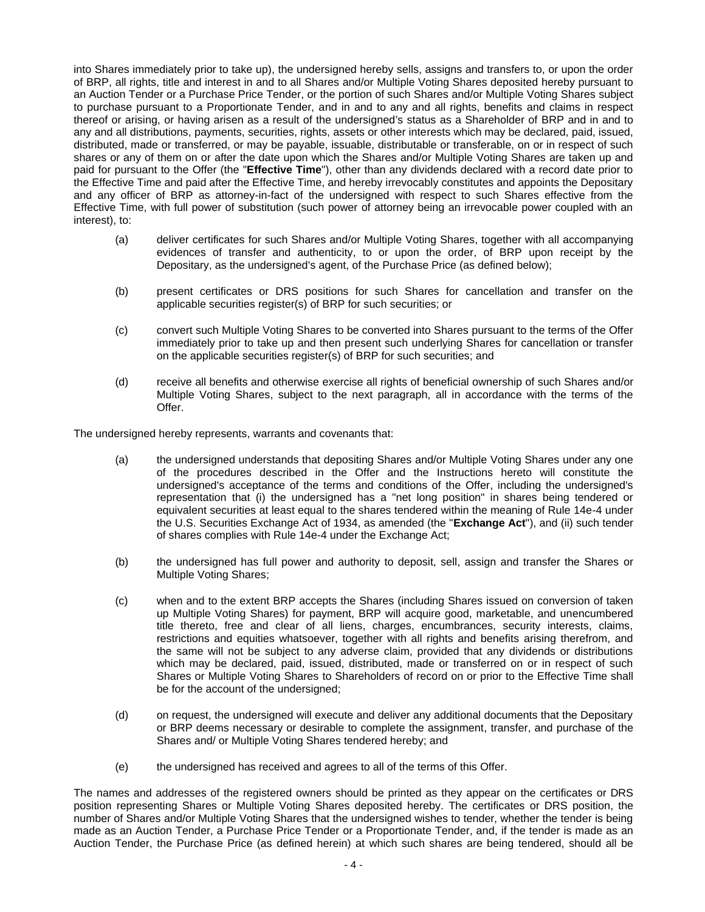into Shares immediately prior to take up), the undersigned hereby sells, assigns and transfers to, or upon the order of BRP, all rights, title and interest in and to all Shares and/or Multiple Voting Shares deposited hereby pursuant to an Auction Tender or a Purchase Price Tender, or the portion of such Shares and/or Multiple Voting Shares subject to purchase pursuant to a Proportionate Tender, and in and to any and all rights, benefits and claims in respect thereof or arising, or having arisen as a result of the undersigned's status as a Shareholder of BRP and in and to any and all distributions, payments, securities, rights, assets or other interests which may be declared, paid, issued, distributed, made or transferred, or may be payable, issuable, distributable or transferable, on or in respect of such shares or any of them on or after the date upon which the Shares and/or Multiple Voting Shares are taken up and paid for pursuant to the Offer (the "**Effective Time**"), other than any dividends declared with a record date prior to the Effective Time and paid after the Effective Time, and hereby irrevocably constitutes and appoints the Depositary and any officer of BRP as attorney-in-fact of the undersigned with respect to such Shares effective from the Effective Time, with full power of substitution (such power of attorney being an irrevocable power coupled with an interest), to:

(a) deliver certificates for such Shares and/or Multiple Voting Shares, together with all accompanying evidences of transfer and authenticity, to or upon the order, of BRP upon receipt by the Depositary, as the undersigned's agent, of the Purchase Price (as defined below);

(b) present certificates or DRS positions for such Shares for cancellation and transfer on the applicable securities register(s) of BRP for such securities; or

(c) convert such Multiple Voting Shares to be converted into Shares pursuant to the terms of the Offer immediately prior to take up and then present such underlying Shares for cancellation or transfer on the applicable securities register(s) of BRP for such securities; and

(d) receive all benefits and otherwise exercise all rights of beneficial ownership of such Shares and/or Multiple Voting Shares, subject to the next paragraph, all in accordance with the terms of the Offer.

The undersigned hereby represents, warrants and covenants that:

(a) the undersigned understands that depositing Shares and/or Multiple Voting Shares under any one of the procedures described in the Offer and the Instructions hereto will constitute the undersigned's acceptance of the terms and conditions of the Offer, including the undersigned's representation that (i) the undersigned has a "net long position" in shares being tendered or equivalent securities at least equal to the shares tendered within the meaning of Rule 14e-4 under the U.S. Securities Exchange Act of 1934, as amended (the "**Exchange Act**"), and (ii) such tender of shares complies with Rule 14e-4 under the Exchange Act;

(b) the undersigned has full power and authority to deposit, sell, assign and transfer the Shares or Multiple Voting Shares;

(c) when and to the extent BRP accepts the Shares (including Shares issued on conversion of taken up Multiple Voting Shares) for payment, BRP will acquire good, marketable, and unencumbered title thereto, free and clear of all liens, charges, encumbrances, security interests, claims, restrictions and equities whatsoever, together with all rights and benefits arising therefrom, and the same will not be subject to any adverse claim, provided that any dividends or distributions which may be declared, paid, issued, distributed, made or transferred on or in respect of such Shares or Multiple Voting Shares to Shareholders of record on or prior to the Effective Time shall be for the account of the undersigned;

(d) on request, the undersigned will execute and deliver any additional documents that the Depositary or BRP deems necessary or desirable to complete the assignment, transfer, and purchase of the Shares and/ or Multiple Voting Shares tendered hereby; and

(e) the undersigned has received and agrees to all of the terms of this Offer.

The names and addresses of the registered owners should be printed as they appear on the certificates or DRS position representing Shares or Multiple Voting Shares deposited hereby. The certificates or DRS position, the number of Shares and/or Multiple Voting Shares that the undersigned wishes to tender, whether the tender is being made as an Auction Tender, a Purchase Price Tender or a Proportionate Tender, and, if the tender is made as an Auction Tender, the Purchase Price (as defined herein) at which such shares are being tendered, should all be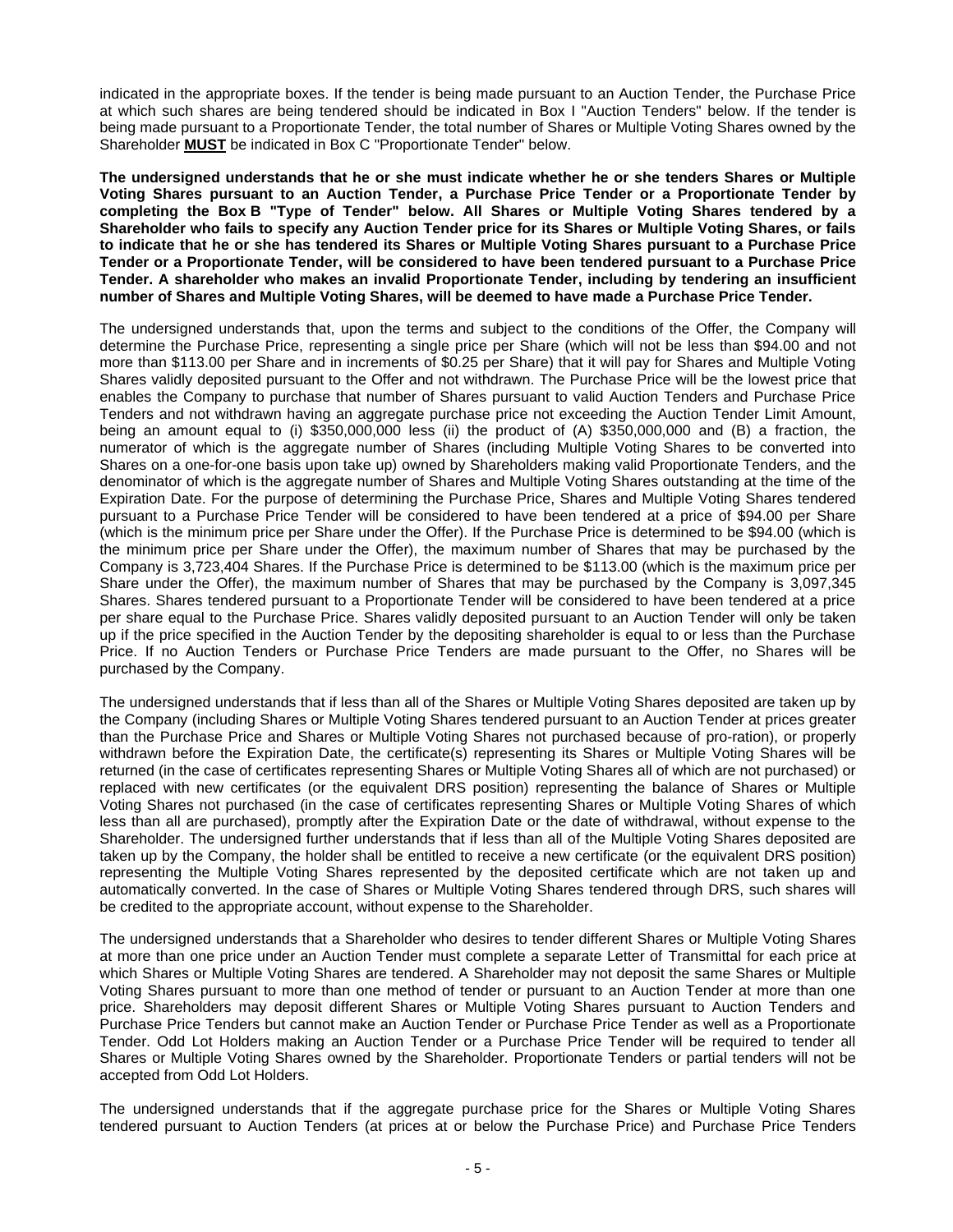indicated in the appropriate boxes. If the tender is being made pursuant to an Auction Tender, the Purchase Price at which such shares are being tendered should be indicated in Box I "Auction Tenders" below. If the tender is being made pursuant to a Proportionate Tender, the total number of Shares or Multiple Voting Shares owned by the Shareholder **MUST** be indicated in Box C "Proportionate Tender" below.

**The undersigned understands that he or she must indicate whether he or she tenders Shares or Multiple Voting Shares pursuant to an Auction Tender, a Purchase Price Tender or a Proportionate Tender by completing the Box B "Type of Tender" below. All Shares or Multiple Voting Shares tendered by a Shareholder who fails to specify any Auction Tender price for its Shares or Multiple Voting Shares, or fails to indicate that he or she has tendered its Shares or Multiple Voting Shares pursuant to a Purchase Price Tender or a Proportionate Tender, will be considered to have been tendered pursuant to a Purchase Price Tender. A shareholder who makes an invalid Proportionate Tender, including by tendering an insufficient number of Shares and Multiple Voting Shares, will be deemed to have made a Purchase Price Tender.**

The undersigned understands that, upon the terms and subject to the conditions of the Offer, the Company will determine the Purchase Price, representing a single price per Share (which will not be less than $94.00 and not more than $113.00 per Share and in increments of $0.25 per Share) that it will pay for Shares and Multiple Voting Shares validly deposited pursuant to the Offer and not withdrawn. The Purchase Price will be the lowest price that enables the Company to purchase that number of Shares pursuant to valid Auction Tenders and Purchase Price Tenders and not withdrawn having an aggregate purchase price not exceeding the Auction Tender Limit Amount, being an amount equal to (i) $350,000,000 less (ii) the product of (A) $350,000,000 and (B) a fraction, the numerator of which is the aggregate number of Shares (including Multiple Voting Shares to be converted into Shares on a one-for-one basis upon take up) owned by Shareholders making valid Proportionate Tenders, and the denominator of which is the aggregate number of Shares and Multiple Voting Shares outstanding at the time of the Expiration Date. For the purpose of determining the Purchase Price, Shares and Multiple Voting Shares tendered pursuant to a Purchase Price Tender will be considered to have been tendered at a price of $94.00 per Share (which is the minimum price per Share under the Offer). If the Purchase Price is determined to be $94.00 (which is the minimum price per Share under the Offer), the maximum number of Shares that may be purchased by the Company is 3,723,404 Shares. If the Purchase Price is determined to be $113.00 (which is the maximum price per Share under the Offer), the maximum number of Shares that may be purchased by the Company is 3,097,345 Shares. Shares tendered pursuant to a Proportionate Tender will be considered to have been tendered at a price per share equal to the Purchase Price. Shares validly deposited pursuant to an Auction Tender will only be taken up if the price specified in the Auction Tender by the depositing shareholder is equal to or less than the Purchase Price. If no Auction Tenders or Purchase Price Tenders are made pursuant to the Offer, no Shares will be purchased by the Company.

The undersigned understands that if less than all of the Shares or Multiple Voting Shares deposited are taken up by the Company (including Shares or Multiple Voting Shares tendered pursuant to an Auction Tender at prices greater than the Purchase Price and Shares or Multiple Voting Shares not purchased because of pro-ration), or properly withdrawn before the Expiration Date, the certificate(s) representing its Shares or Multiple Voting Shares will be returned (in the case of certificates representing Shares or Multiple Voting Shares all of which are not purchased) or replaced with new certificates (or the equivalent DRS position) representing the balance of Shares or Multiple Voting Shares not purchased (in the case of certificates representing Shares or Multiple Voting Shares of which less than all are purchased), promptly after the Expiration Date or the date of withdrawal, without expense to the Shareholder. The undersigned further understands that if less than all of the Multiple Voting Shares deposited are taken up by the Company, the holder shall be entitled to receive a new certificate (or the equivalent DRS position) representing the Multiple Voting Shares represented by the deposited certificate which are not taken up and automatically converted. In the case of Shares or Multiple Voting Shares tendered through DRS, such shares will be credited to the appropriate account, without expense to the Shareholder.

The undersigned understands that a Shareholder who desires to tender different Shares or Multiple Voting Shares at more than one price under an Auction Tender must complete a separate Letter of Transmittal for each price at which Shares or Multiple Voting Shares are tendered. A Shareholder may not deposit the same Shares or Multiple Voting Shares pursuant to more than one method of tender or pursuant to an Auction Tender at more than one price. Shareholders may deposit different Shares or Multiple Voting Shares pursuant to Auction Tenders and Purchase Price Tenders but cannot make an Auction Tender or Purchase Price Tender as well as a Proportionate Tender. Odd Lot Holders making an Auction Tender or a Purchase Price Tender will be required to tender all Shares or Multiple Voting Shares owned by the Shareholder. Proportionate Tenders or partial tenders will not be accepted from Odd Lot Holders.

The undersigned understands that if the aggregate purchase price for the Shares or Multiple Voting Shares tendered pursuant to Auction Tenders (at prices at or below the Purchase Price) and Purchase Price Tenders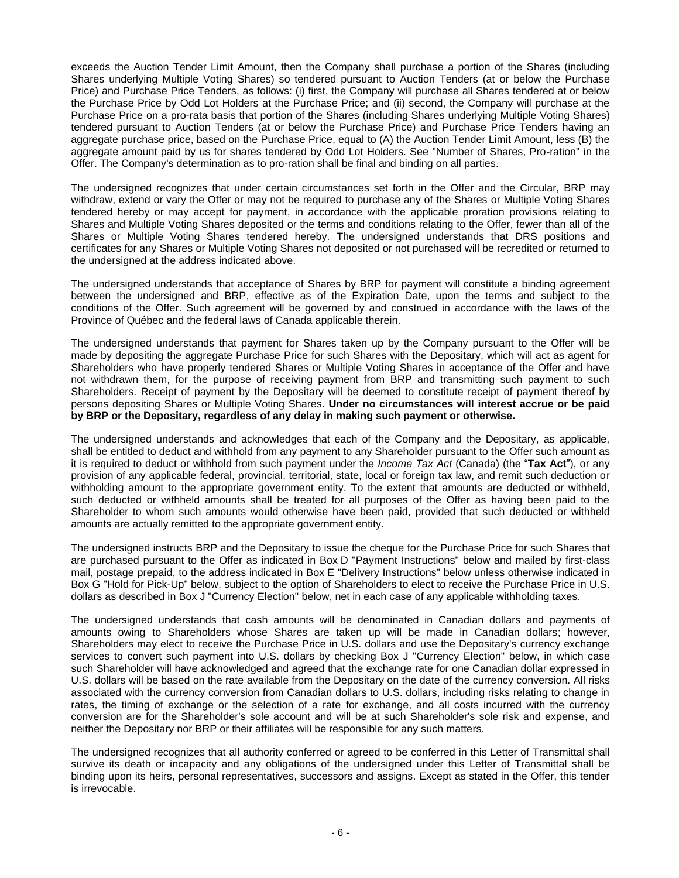exceeds the Auction Tender Limit Amount, then the Company shall purchase a portion of the Shares (including Shares underlying Multiple Voting Shares) so tendered pursuant to Auction Tenders (at or below the Purchase Price) and Purchase Price Tenders, as follows: (i) first, the Company will purchase all Shares tendered at or below the Purchase Price by Odd Lot Holders at the Purchase Price; and (ii) second, the Company will purchase at the Purchase Price on a pro-rata basis that portion of the Shares (including Shares underlying Multiple Voting Shares) tendered pursuant to Auction Tenders (at or below the Purchase Price) and Purchase Price Tenders having an aggregate purchase price, based on the Purchase Price, equal to (A) the Auction Tender Limit Amount, less (B) the aggregate amount paid by us for shares tendered by Odd Lot Holders. See "Number of Shares, Pro-ration" in the Offer. The Company's determination as to pro-ration shall be final and binding on all parties.

The undersigned recognizes that under certain circumstances set forth in the Offer and the Circular, BRP may withdraw, extend or vary the Offer or may not be required to purchase any of the Shares or Multiple Voting Shares tendered hereby or may accept for payment, in accordance with the applicable proration provisions relating to Shares and Multiple Voting Shares deposited or the terms and conditions relating to the Offer, fewer than all of the Shares or Multiple Voting Shares tendered hereby. The undersigned understands that DRS positions and certificates for any Shares or Multiple Voting Shares not deposited or not purchased will be recredited or returned to the undersigned at the address indicated above.

The undersigned understands that acceptance of Shares by BRP for payment will constitute a binding agreement between the undersigned and BRP, effective as of the Expiration Date, upon the terms and subject to the conditions of the Offer. Such agreement will be governed by and construed in accordance with the laws of the Province of Québec and the federal laws of Canada applicable therein.

The undersigned understands that payment for Shares taken up by the Company pursuant to the Offer will be made by depositing the aggregate Purchase Price for such Shares with the Depositary, which will act as agent for Shareholders who have properly tendered Shares or Multiple Voting Shares in acceptance of the Offer and have not withdrawn them, for the purpose of receiving payment from BRP and transmitting such payment to such Shareholders. Receipt of payment by the Depositary will be deemed to constitute receipt of payment thereof by persons depositing Shares or Multiple Voting Shares. **Under no circumstances will interest accrue or be paid by BRP or the Depositary, regardless of any delay in making such payment or otherwise.**

The undersigned understands and acknowledges that each of the Company and the Depositary, as applicable, shall be entitled to deduct and withhold from any payment to any Shareholder pursuant to the Offer such amount as it is required to deduct or withhold from such payment under the *Income Tax Act* (Canada) (the "**Tax Act**"), or any provision of any applicable federal, provincial, territorial, state, local or foreign tax law, and remit such deduction or withholding amount to the appropriate government entity. To the extent that amounts are deducted or withheld, such deducted or withheld amounts shall be treated for all purposes of the Offer as having been paid to the Shareholder to whom such amounts would otherwise have been paid, provided that such deducted or withheld amounts are actually remitted to the appropriate government entity.

The undersigned instructs BRP and the Depositary to issue the cheque for the Purchase Price for such Shares that are purchased pursuant to the Offer as indicated in Box D "Payment Instructions" below and mailed by first-class mail, postage prepaid, to the address indicated in Box E "Delivery Instructions" below unless otherwise indicated in Box G "Hold for Pick-Up" below, subject to the option of Shareholders to elect to receive the Purchase Price in U.S. dollars as described in Box J "Currency Election" below, net in each case of any applicable withholding taxes.

The undersigned understands that cash amounts will be denominated in Canadian dollars and payments of amounts owing to Shareholders whose Shares are taken up will be made in Canadian dollars; however, Shareholders may elect to receive the Purchase Price in U.S. dollars and use the Depositary's currency exchange services to convert such payment into U.S. dollars by checking Box J "Currency Election" below, in which case such Shareholder will have acknowledged and agreed that the exchange rate for one Canadian dollar expressed in U.S. dollars will be based on the rate available from the Depositary on the date of the currency conversion. All risks associated with the currency conversion from Canadian dollars to U.S. dollars, including risks relating to change in rates, the timing of exchange or the selection of a rate for exchange, and all costs incurred with the currency conversion are for the Shareholder's sole account and will be at such Shareholder's sole risk and expense, and neither the Depositary nor BRP or their affiliates will be responsible for any such matters.

The undersigned recognizes that all authority conferred or agreed to be conferred in this Letter of Transmittal shall survive its death or incapacity and any obligations of the undersigned under this Letter of Transmittal shall be binding upon its heirs, personal representatives, successors and assigns. Except as stated in the Offer, this tender is irrevocable.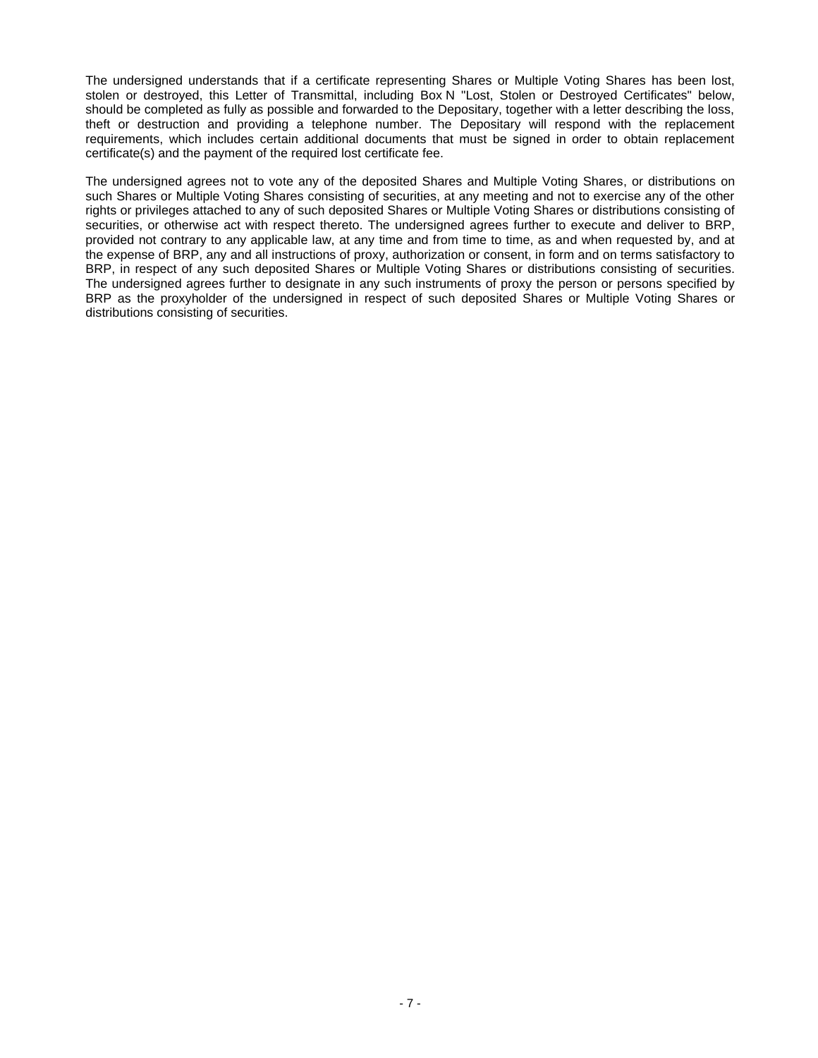The undersigned understands that if a certificate representing Shares or Multiple Voting Shares has been lost, stolen or destroyed, this Letter of Transmittal, including Box N "Lost, Stolen or Destroyed Certificates" below, should be completed as fully as possible and forwarded to the Depositary, together with a letter describing the loss, theft or destruction and providing a telephone number. The Depositary will respond with the replacement requirements, which includes certain additional documents that must be signed in order to obtain replacement certificate(s) and the payment of the required lost certificate fee.

The undersigned agrees not to vote any of the deposited Shares and Multiple Voting Shares, or distributions on such Shares or Multiple Voting Shares consisting of securities, at any meeting and not to exercise any of the other rights or privileges attached to any of such deposited Shares or Multiple Voting Shares or distributions consisting of securities, or otherwise act with respect thereto. The undersigned agrees further to execute and deliver to BRP, provided not contrary to any applicable law, at any time and from time to time, as and when requested by, and at the expense of BRP, any and all instructions of proxy, authorization or consent, in form and on terms satisfactory to BRP, in respect of any such deposited Shares or Multiple Voting Shares or distributions consisting of securities. The undersigned agrees further to designate in any such instruments of proxy the person or persons specified by BRP as the proxyholder of the undersigned in respect of such deposited Shares or Multiple Voting Shares or distributions consisting of securities.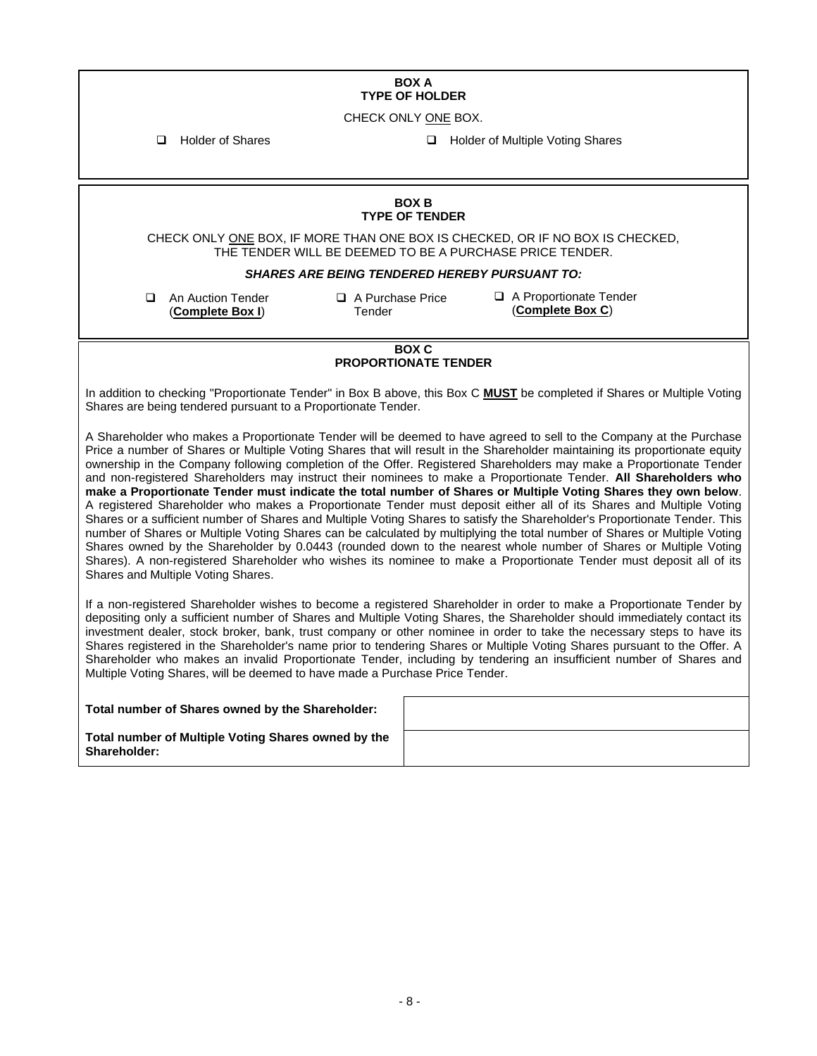## BOX A
## TYPE OF HOLDER

CHECK ONLY ONE BOX.

- ☐ Holder of Shares
- ☐ Holder of Multiple Voting Shares

## BOX B
## TYPE OF TENDER

CHECK ONLY ONE BOX, IF MORE THAN ONE BOX IS CHECKED, OR IF NO BOX IS CHECKED, THE TENDER WILL BE DEEMED TO BE A PURCHASE PRICE TENDER.

***SHARES ARE BEING TENDERED HEREBY PURSUANT TO:***

- ☐ An Auction Tender (**Complete Box I**)
- ☐ A Purchase Price Tender
- ☐ A Proportionate Tender (**Complete Box C**)

## BOX C
## PROPORTIONATE TENDER

In addition to checking "Proportionate Tender" in Box B above, this Box C **MUST** be completed if Shares or Multiple Voting Shares are being tendered pursuant to a Proportionate Tender.

A Shareholder who makes a Proportionate Tender will be deemed to have agreed to sell to the Company at the Purchase Price a number of Shares or Multiple Voting Shares that will result in the Shareholder maintaining its proportionate equity ownership in the Company following completion of the Offer. Registered Shareholders may make a Proportionate Tender and non-registered Shareholders may instruct their nominees to make a Proportionate Tender. **All Shareholders who make a Proportionate Tender must indicate the total number of Shares or Multiple Voting Shares they own below**. A registered Shareholder who makes a Proportionate Tender must deposit either all of its Shares and Multiple Voting Shares or a sufficient number of Shares and Multiple Voting Shares to satisfy the Shareholder's Proportionate Tender. This number of Shares or Multiple Voting Shares can be calculated by multiplying the total number of Shares or Multiple Voting Shares owned by the Shareholder by 0.0443 (rounded down to the nearest whole number of Shares or Multiple Voting Shares). A non-registered Shareholder who wishes its nominee to make a Proportionate Tender must deposit all of its Shares and Multiple Voting Shares.

If a non-registered Shareholder wishes to become a registered Shareholder in order to make a Proportionate Tender by depositing only a sufficient number of Shares and Multiple Voting Shares, the Shareholder should immediately contact its investment dealer, stock broker, bank, trust company or other nominee in order to take the necessary steps to have its Shares registered in the Shareholder's name prior to tendering Shares or Multiple Voting Shares pursuant to the Offer. A Shareholder who makes an invalid Proportionate Tender, including by tendering an insufficient number of Shares and Multiple Voting Shares, will be deemed to have made a Purchase Price Tender.

| | |
|---|---|
| **Total number of Shares owned by the Shareholder:** | |
| **Total number of Multiple Voting Shares owned by the Shareholder:** | |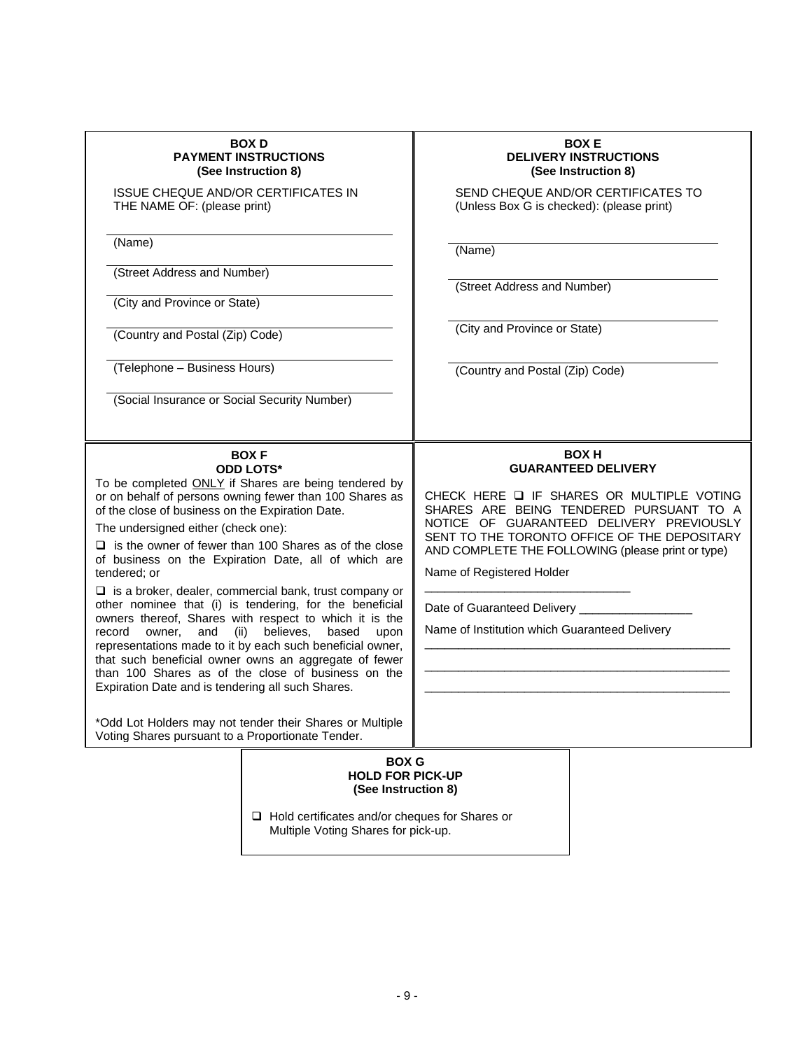**BOX D**
**PAYMENT INSTRUCTIONS**
**(See Instruction 8)**

ISSUE CHEQUE AND/OR CERTIFICATES IN THE NAME OF: (please print)

______________________________
(Name)

______________________________
(Street Address and Number)

______________________________
(City and Province or State)

______________________________
(Country and Postal (Zip) Code)

______________________________
(Telephone – Business Hours)

______________________________
(Social Insurance or Social Security Number)

**BOX E**
**DELIVERY INSTRUCTIONS**
**(See Instruction 8)**

SEND CHEQUE AND/OR CERTIFICATES TO (Unless Box G is checked): (please print)

______________________________
(Name)

______________________________
(Street Address and Number)

______________________________
(City and Province or State)

______________________________
(Country and Postal (Zip) Code)

**BOX F**
**ODD LOTS***

To be completed ONLY if Shares are being tendered by or on behalf of persons owning fewer than 100 Shares as of the close of business on the Expiration Date.

The undersigned either (check one):

❑ is the owner of fewer than 100 Shares as of the close of business on the Expiration Date, all of which are tendered; or

❑ is a broker, dealer, commercial bank, trust company or other nominee that (i) is tendering, for the beneficial owners thereof, Shares with respect to which it is the record owner, and (ii) believes, based upon representations made to it by each such beneficial owner, that such beneficial owner owns an aggregate of fewer than 100 Shares as of the close of business on the Expiration Date and is tendering all such Shares.

*Odd Lot Holders may not tender their Shares or Multiple Voting Shares pursuant to a Proportionate Tender.

**BOX H**
**GUARANTEED DELIVERY**

CHECK HERE ❑ IF SHARES OR MULTIPLE VOTING SHARES ARE BEING TENDERED PURSUANT TO A NOTICE OF GUARANTEED DELIVERY PREVIOUSLY SENT TO THE TORONTO OFFICE OF THE DEPOSITARY AND COMPLETE THE FOLLOWING (please print or type)

Name of Registered Holder

______________________________

Date of Guaranteed Delivery ________________

Name of Institution which Guaranteed Delivery

______________________________

______________________________

______________________________

**BOX G**
**HOLD FOR PICK-UP**
**(See Instruction 8)**

❑ Hold certificates and/or cheques for Shares or Multiple Voting Shares for pick-up.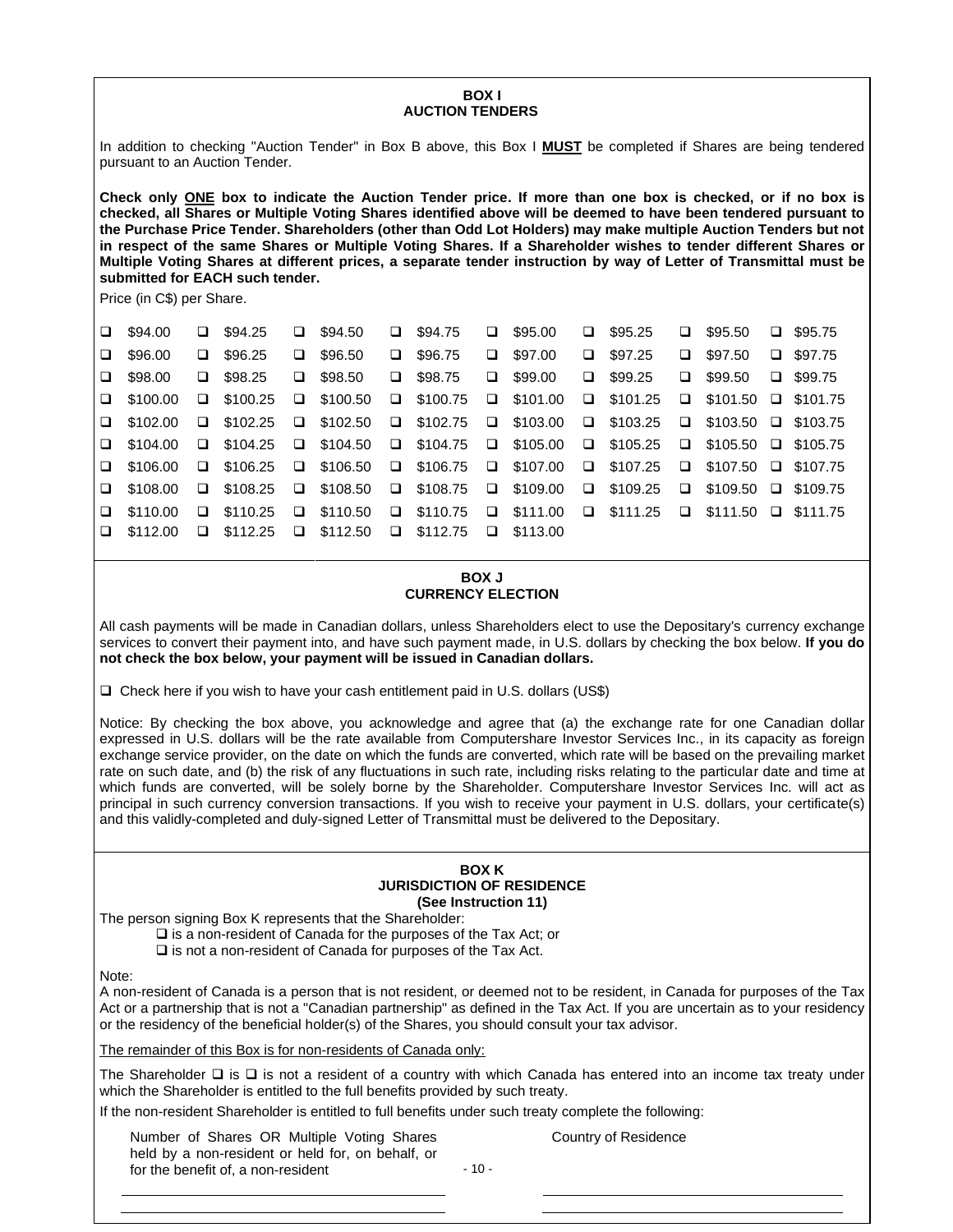### BOX I
### AUCTION TENDERS

In addition to checking "Auction Tender" in Box B above, this Box I **MUST** be completed if Shares are being tendered pursuant to an Auction Tender.

**Check only ONE box to indicate the Auction Tender price. If more than one box is checked, or if no box is checked, all Shares or Multiple Voting Shares identified above will be deemed to have been tendered pursuant to the Purchase Price Tender. Shareholders (other than Odd Lot Holders) may make multiple Auction Tenders but not in respect of the same Shares or Multiple Voting Shares. If a Shareholder wishes to tender different Shares or Multiple Voting Shares at different prices, a separate tender instruction by way of Letter of Transmittal must be submitted for EACH such tender.**

Price (in C$) per Share.

| | | | | | | | |
|---|---|---|---|---|---|---|---|
| ❑ $94.00 | ❑ $94.25 | ❑ $94.50 | ❑ $94.75 | ❑ $95.00 | ❑ $95.25 | ❑ $95.50 | ❑ $95.75 |
| ❑ $96.00 | ❑ $96.25 | ❑ $96.50 | ❑ $96.75 | ❑ $97.00 | ❑ $97.25 | ❑ $97.50 | ❑ $97.75 |
| ❑ $98.00 | ❑ $98.25 | ❑ $98.50 | ❑ $98.75 | ❑ $99.00 | ❑ $99.25 | ❑ $99.50 | ❑ $99.75 |
| ❑ $100.00 | ❑ $100.25 | ❑ $100.50 | ❑ $100.75 | ❑ $101.00 | ❑ $101.25 | ❑ $101.50 | ❑ $101.75 |
| ❑ $102.00 | ❑ $102.25 | ❑ $102.50 | ❑ $102.75 | ❑ $103.00 | ❑ $103.25 | ❑ $103.50 | ❑ $103.75 |
| ❑ $104.00 | ❑ $104.25 | ❑ $104.50 | ❑ $104.75 | ❑ $105.00 | ❑ $105.25 | ❑ $105.50 | ❑ $105.75 |
| ❑ $106.00 | ❑ $106.25 | ❑ $106.50 | ❑ $106.75 | ❑ $107.00 | ❑ $107.25 | ❑ $107.50 | ❑ $107.75 |
| ❑ $108.00 | ❑ $108.25 | ❑ $108.50 | ❑ $108.75 | ❑ $109.00 | ❑ $109.25 | ❑ $109.50 | ❑ $109.75 |
| ❑ $110.00 | ❑ $110.25 | ❑ $110.50 | ❑ $110.75 | ❑ $111.00 | ❑ $111.25 | ❑ $111.50 | ❑ $111.75 |
| ❑ $112.00 | ❑ $112.25 | ❑ $112.50 | ❑ $112.75 | ❑ $113.00 | | | |

### BOX J
### CURRENCY ELECTION

All cash payments will be made in Canadian dollars, unless Shareholders elect to use the Depositary's currency exchange services to convert their payment into, and have such payment made, in U.S. dollars by checking the box below. **If you do not check the box below, your payment will be issued in Canadian dollars.**

❑ Check here if you wish to have your cash entitlement paid in U.S. dollars (US$)

Notice: By checking the box above, you acknowledge and agree that (a) the exchange rate for one Canadian dollar expressed in U.S. dollars will be the rate available from Computershare Investor Services Inc., in its capacity as foreign exchange service provider, on the date on which the funds are converted, which rate will be based on the prevailing market rate on such date, and (b) the risk of any fluctuations in such rate, including risks relating to the particular date and time at which funds are converted, will be solely borne by the Shareholder. Computershare Investor Services Inc. will act as principal in such currency conversion transactions. If you wish to receive your payment in U.S. dollars, your certificate(s) and this validly-completed and duly-signed Letter of Transmittal must be delivered to the Depositary.

### BOX K
### JURISDICTION OF RESIDENCE
### (See Instruction 11)

The person signing Box K represents that the Shareholder:

❑ is a non-resident of Canada for the purposes of the Tax Act; or
❑ is not a non-resident of Canada for purposes of the Tax Act.

Note:
A non-resident of Canada is a person that is not resident, or deemed not to be resident, in Canada for purposes of the Tax Act or a partnership that is not a "Canadian partnership" as defined in the Tax Act. If you are uncertain as to your residency or the residency of the beneficial holder(s) of the Shares, you should consult your tax advisor.

<u>The remainder of this Box is for non-residents of Canada only:</u>

The Shareholder ❑ is ❑ is not a resident of a country with which Canada has entered into an income tax treaty under which the Shareholder is entitled to the full benefits provided by such treaty.

If the non-resident Shareholder is entitled to full benefits under such treaty complete the following:

| Number of Shares OR Multiple Voting Shares held by a non-resident or held for, on behalf, or for the benefit of, a non-resident | Country of Residence |
|---|---|
| \_\_\_\_\_\_\_\_\_\_\_\_\_\_\_\_\_\_\_\_ | \_\_\_\_\_\_\_\_\_\_\_\_\_\_\_\_\_\_\_\_ |
| \_\_\_\_\_\_\_\_\_\_\_\_\_\_\_\_\_\_\_\_ | \_\_\_\_\_\_\_\_\_\_\_\_\_\_\_\_\_\_\_\_ |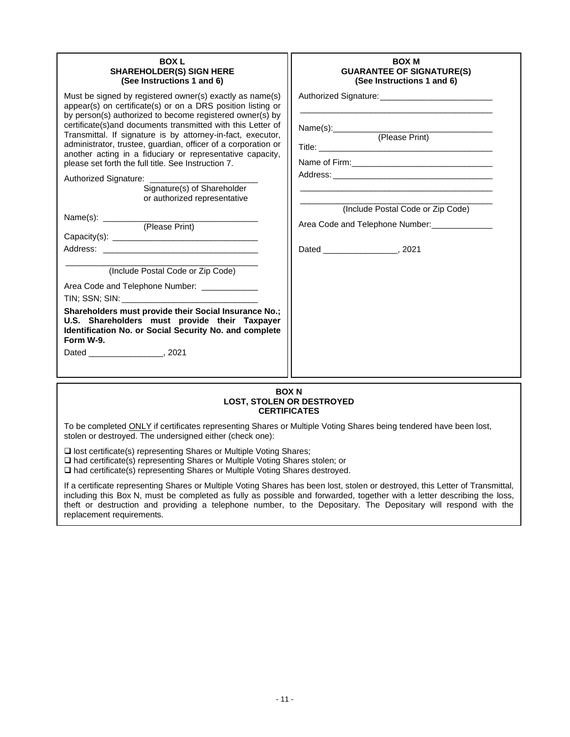**BOX L**
**SHAREHOLDER(S) SIGN HERE**
**(See Instructions 1 and 6)**

Must be signed by registered owner(s) exactly as name(s) appear(s) on certificate(s) or on a DRS position listing or by person(s) authorized to become registered owner(s) by certificate(s)and documents transmitted with this Letter of Transmittal. If signature is by attorney-in-fact, executor, administrator, trustee, guardian, officer of a corporation or another acting in a fiduciary or representative capacity, please set forth the full title. See Instruction 7.

Authorized Signature: ______________________
Signature(s) of Shareholder or authorized representative

Name(s): ________________________________
(Please Print)

Capacity(s): ______________________________

Address: ________________________________

________________________________________
(Include Postal Code or Zip Code)

Area Code and Telephone Number: ____________

TIN; SSN; SIN: ____________________________

**Shareholders must provide their Social Insurance No.; U.S. Shareholders must provide their Taxpayer Identification No. or Social Security No. and complete Form W-9.**

Dated ________________, 2021

**BOX M**
**GUARANTEE OF SIGNATURE(S)**
**(See Instructions 1 and 6)**

Authorized Signature: ________________________

________________________________________

Name(s): ________________________________
(Please Print)

Title: ____________________________________

Name of Firm: ____________________________

Address: _________________________________

________________________________________

________________________________________
(Include Postal Code or Zip Code)

Area Code and Telephone Number: _____________

Dated ________________, 2021

**BOX N**
**LOST, STOLEN OR DESTROYED CERTIFICATES**

To be completed ONLY if certificates representing Shares or Multiple Voting Shares being tendered have been lost, stolen or destroyed. The undersigned either (check one):

- ❑ lost certificate(s) representing Shares or Multiple Voting Shares;
- ❑ had certificate(s) representing Shares or Multiple Voting Shares stolen; or
- ❑ had certificate(s) representing Shares or Multiple Voting Shares destroyed.

If a certificate representing Shares or Multiple Voting Shares has been lost, stolen or destroyed, this Letter of Transmittal, including this Box N, must be completed as fully as possible and forwarded, together with a letter describing the loss, theft or destruction and providing a telephone number, to the Depositary. The Depositary will respond with the replacement requirements.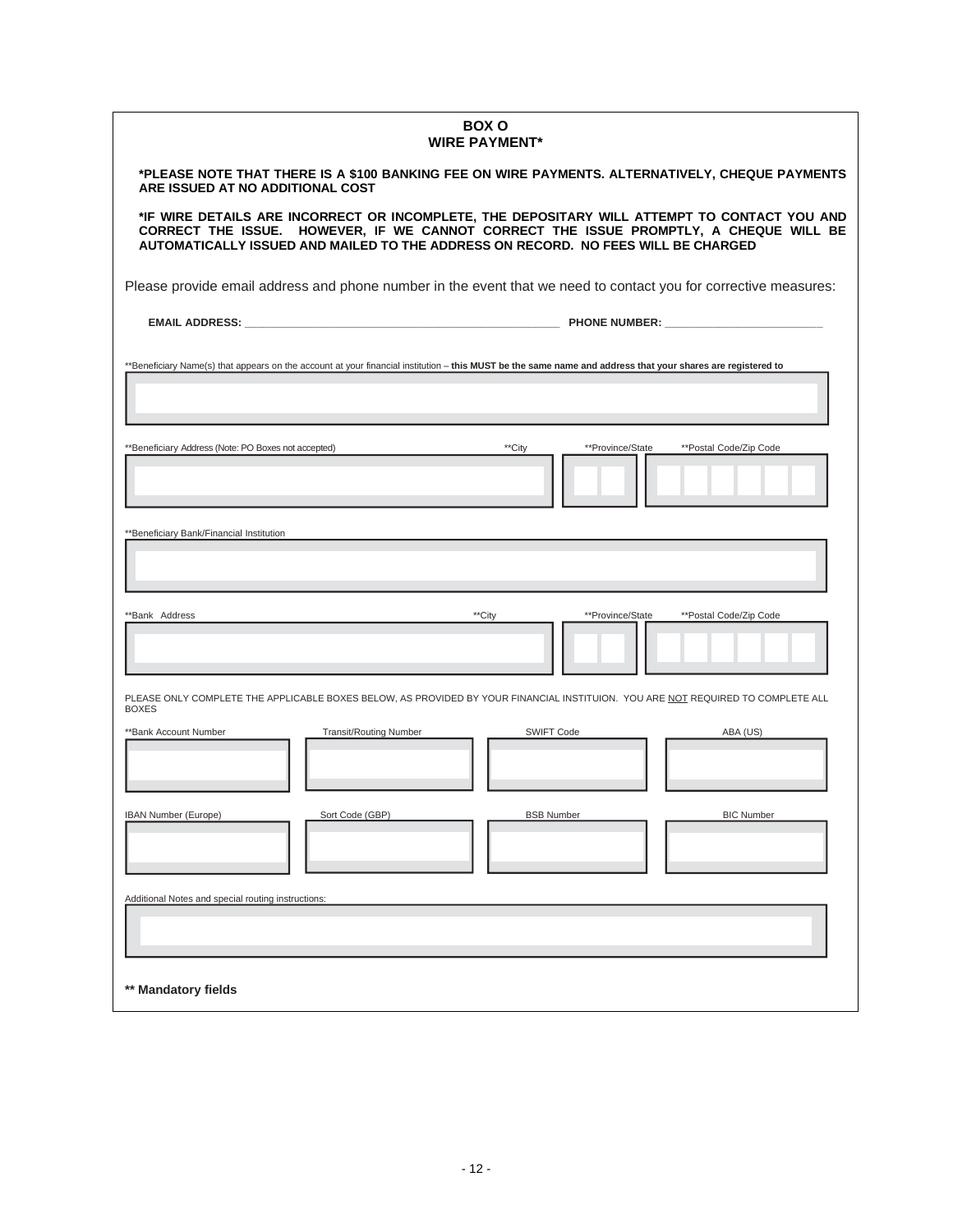## BOX O
## WIRE PAYMENT*

**\*PLEASE NOTE THAT THERE IS A $100 BANKING FEE ON WIRE PAYMENTS. ALTERNATIVELY, CHEQUE PAYMENTS ARE ISSUED AT NO ADDITIONAL COST**

**\*IF WIRE DETAILS ARE INCORRECT OR INCOMPLETE, THE DEPOSITARY WILL ATTEMPT TO CONTACT YOU AND CORRECT THE ISSUE. HOWEVER, IF WE CANNOT CORRECT THE ISSUE PROMPTLY, A CHEQUE WILL BE AUTOMATICALLY ISSUED AND MAILED TO THE ADDRESS ON RECORD. NO FEES WILL BE CHARGED**

Please provide email address and phone number in the event that we need to contact you for corrective measures:

**EMAIL ADDRESS:** ______________________________ **PHONE NUMBER:** ______________________

**Beneficiary Name(s) that appears on the account at your financial institution – **this MUST be the same name and address that your shares are registered to**

| |
|---|
| |

| **Beneficiary Address (Note: PO Boxes not accepted) | **City | **Province/State | **Postal Code/Zip Code |
|---|---|---|---|
| | | | |

**Beneficiary Bank/Financial Institution

| |
|---|
| |

| **Bank Address | **City | **Province/State | **Postal Code/Zip Code |
|---|---|---|---|
| | | | |

PLEASE ONLY COMPLETE THE APPLICABLE BOXES BELOW, AS PROVIDED BY YOUR FINANCIAL INSTITUION. YOU ARE NOT REQUIRED TO COMPLETE ALL BOXES

| **Bank Account Number | Transit/Routing Number | SWIFT Code | ABA (US) |
|---|---|---|---|
| | | | |

| IBAN Number (Europe) | Sort Code (GBP) | BSB Number | BIC Number |
|---|---|---|---|
| | | | |

Additional Notes and special routing instructions:

| |
|---|
| |

**\*\* Mandatory fields**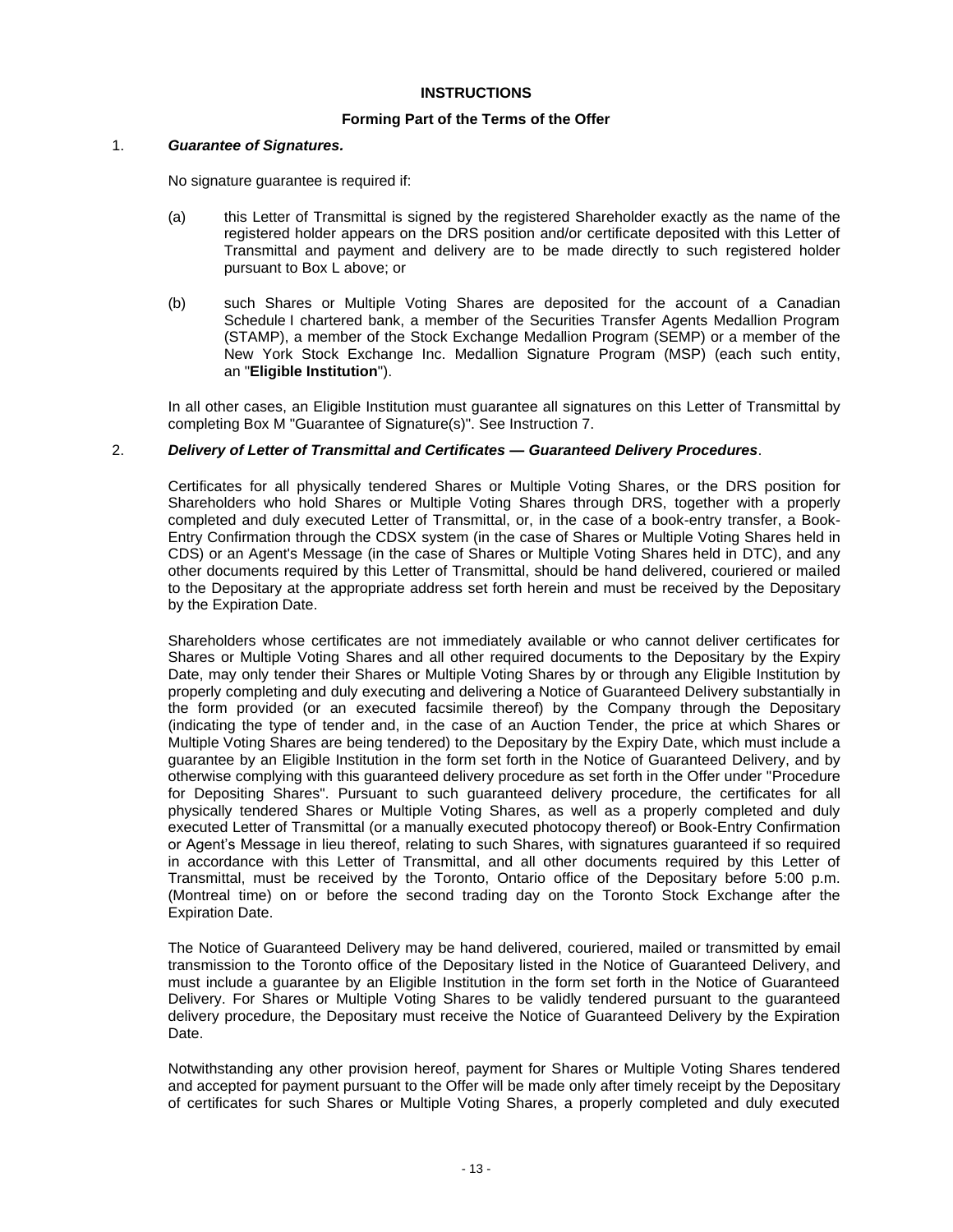## INSTRUCTIONS

### Forming Part of the Terms of the Offer

1. ***Guarantee of Signatures.***

   No signature guarantee is required if:

   (a) this Letter of Transmittal is signed by the registered Shareholder exactly as the name of the registered holder appears on the DRS position and/or certificate deposited with this Letter of Transmittal and payment and delivery are to be made directly to such registered holder pursuant to Box L above; or

   (b) such Shares or Multiple Voting Shares are deposited for the account of a Canadian Schedule I chartered bank, a member of the Securities Transfer Agents Medallion Program (STAMP), a member of the Stock Exchange Medallion Program (SEMP) or a member of the New York Stock Exchange Inc. Medallion Signature Program (MSP) (each such entity, an "**Eligible Institution**").

   In all other cases, an Eligible Institution must guarantee all signatures on this Letter of Transmittal by completing Box M "Guarantee of Signature(s)". See Instruction 7.

2. ***Delivery of Letter of Transmittal and Certificates — Guaranteed Delivery Procedures***.

   Certificates for all physically tendered Shares or Multiple Voting Shares, or the DRS position for Shareholders who hold Shares or Multiple Voting Shares through DRS, together with a properly completed and duly executed Letter of Transmittal, or, in the case of a book-entry transfer, a Book-Entry Confirmation through the CDSX system (in the case of Shares or Multiple Voting Shares held in CDS) or an Agent's Message (in the case of Shares or Multiple Voting Shares held in DTC), and any other documents required by this Letter of Transmittal, should be hand delivered, couriered or mailed to the Depositary at the appropriate address set forth herein and must be received by the Depositary by the Expiration Date.

   Shareholders whose certificates are not immediately available or who cannot deliver certificates for Shares or Multiple Voting Shares and all other required documents to the Depositary by the Expiry Date, may only tender their Shares or Multiple Voting Shares by or through any Eligible Institution by properly completing and duly executing and delivering a Notice of Guaranteed Delivery substantially in the form provided (or an executed facsimile thereof) by the Company through the Depositary (indicating the type of tender and, in the case of an Auction Tender, the price at which Shares or Multiple Voting Shares are being tendered) to the Depositary by the Expiry Date, which must include a guarantee by an Eligible Institution in the form set forth in the Notice of Guaranteed Delivery, and by otherwise complying with this guaranteed delivery procedure as set forth in the Offer under "Procedure for Depositing Shares". Pursuant to such guaranteed delivery procedure, the certificates for all physically tendered Shares or Multiple Voting Shares, as well as a properly completed and duly executed Letter of Transmittal (or a manually executed photocopy thereof) or Book-Entry Confirmation or Agent's Message in lieu thereof, relating to such Shares, with signatures guaranteed if so required in accordance with this Letter of Transmittal, and all other documents required by this Letter of Transmittal, must be received by the Toronto, Ontario office of the Depositary before 5:00 p.m. (Montreal time) on or before the second trading day on the Toronto Stock Exchange after the Expiration Date.

   The Notice of Guaranteed Delivery may be hand delivered, couriered, mailed or transmitted by email transmission to the Toronto office of the Depositary listed in the Notice of Guaranteed Delivery, and must include a guarantee by an Eligible Institution in the form set forth in the Notice of Guaranteed Delivery. For Shares or Multiple Voting Shares to be validly tendered pursuant to the guaranteed delivery procedure, the Depositary must receive the Notice of Guaranteed Delivery by the Expiration Date.

   Notwithstanding any other provision hereof, payment for Shares or Multiple Voting Shares tendered and accepted for payment pursuant to the Offer will be made only after timely receipt by the Depositary of certificates for such Shares or Multiple Voting Shares, a properly completed and duly executed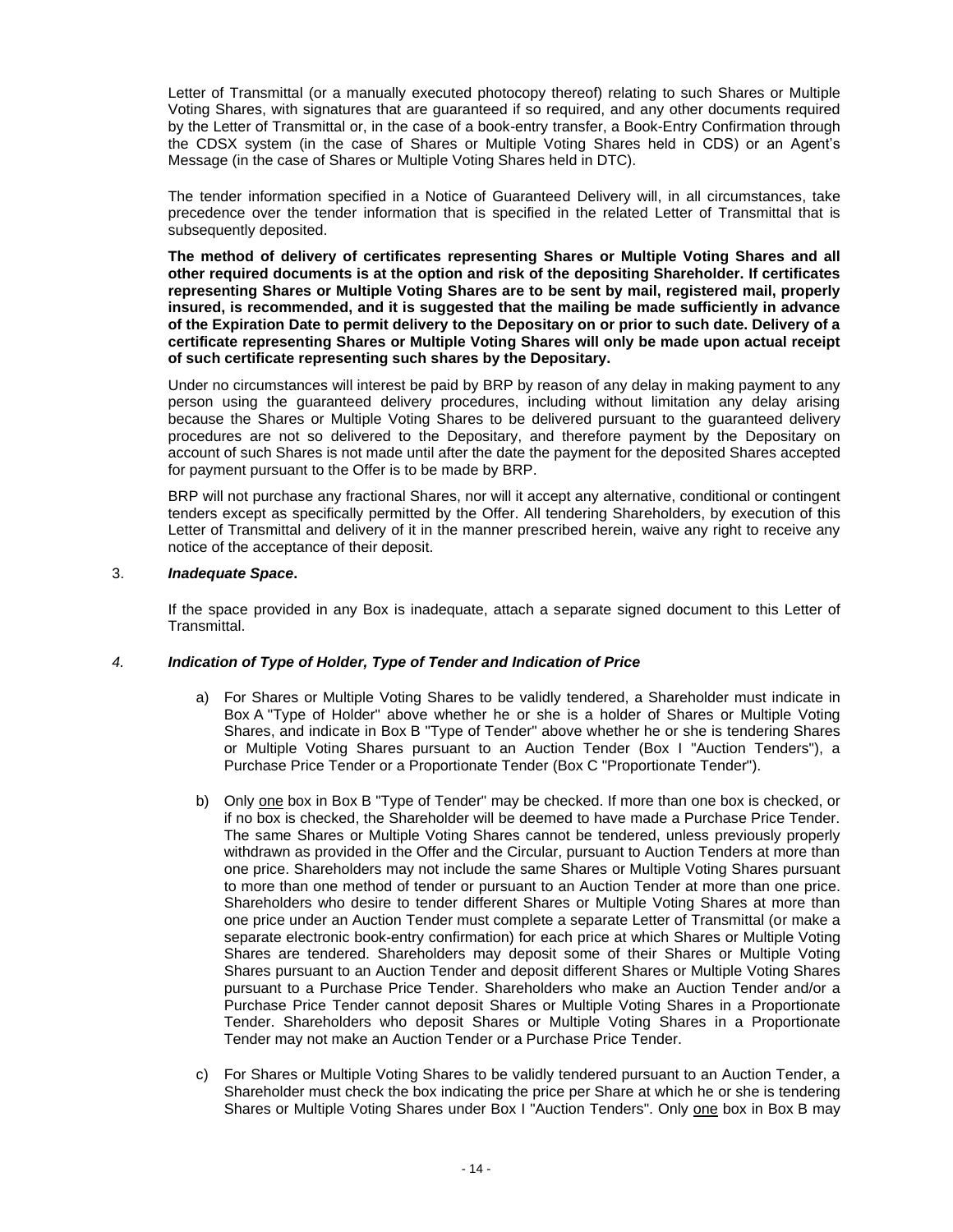Letter of Transmittal (or a manually executed photocopy thereof) relating to such Shares or Multiple Voting Shares, with signatures that are guaranteed if so required, and any other documents required by the Letter of Transmittal or, in the case of a book-entry transfer, a Book-Entry Confirmation through the CDSX system (in the case of Shares or Multiple Voting Shares held in CDS) or an Agent's Message (in the case of Shares or Multiple Voting Shares held in DTC).

The tender information specified in a Notice of Guaranteed Delivery will, in all circumstances, take precedence over the tender information that is specified in the related Letter of Transmittal that is subsequently deposited.

**The method of delivery of certificates representing Shares or Multiple Voting Shares and all other required documents is at the option and risk of the depositing Shareholder. If certificates representing Shares or Multiple Voting Shares are to be sent by mail, registered mail, properly insured, is recommended, and it is suggested that the mailing be made sufficiently in advance of the Expiration Date to permit delivery to the Depositary on or prior to such date. Delivery of a certificate representing Shares or Multiple Voting Shares will only be made upon actual receipt of such certificate representing such shares by the Depositary.**

Under no circumstances will interest be paid by BRP by reason of any delay in making payment to any person using the guaranteed delivery procedures, including without limitation any delay arising because the Shares or Multiple Voting Shares to be delivered pursuant to the guaranteed delivery procedures are not so delivered to the Depositary, and therefore payment by the Depositary on account of such Shares is not made until after the date the payment for the deposited Shares accepted for payment pursuant to the Offer is to be made by BRP.

BRP will not purchase any fractional Shares, nor will it accept any alternative, conditional or contingent tenders except as specifically permitted by the Offer. All tendering Shareholders, by execution of this Letter of Transmittal and delivery of it in the manner prescribed herein, waive any right to receive any notice of the acceptance of their deposit.

3. ***Inadequate Space*.**

If the space provided in any Box is inadequate, attach a separate signed document to this Letter of Transmittal.

4. ***Indication of Type of Holder, Type of Tender and Indication of Price***

a) For Shares or Multiple Voting Shares to be validly tendered, a Shareholder must indicate in Box A "Type of Holder" above whether he or she is a holder of Shares or Multiple Voting Shares, and indicate in Box B "Type of Tender" above whether he or she is tendering Shares or Multiple Voting Shares pursuant to an Auction Tender (Box I "Auction Tenders"), a Purchase Price Tender or a Proportionate Tender (Box C "Proportionate Tender").

b) Only one box in Box B "Type of Tender" may be checked. If more than one box is checked, or if no box is checked, the Shareholder will be deemed to have made a Purchase Price Tender. The same Shares or Multiple Voting Shares cannot be tendered, unless previously properly withdrawn as provided in the Offer and the Circular, pursuant to Auction Tenders at more than one price. Shareholders may not include the same Shares or Multiple Voting Shares pursuant to more than one method of tender or pursuant to an Auction Tender at more than one price. Shareholders who desire to tender different Shares or Multiple Voting Shares at more than one price under an Auction Tender must complete a separate Letter of Transmittal (or make a separate electronic book-entry confirmation) for each price at which Shares or Multiple Voting Shares are tendered. Shareholders may deposit some of their Shares or Multiple Voting Shares pursuant to an Auction Tender and deposit different Shares or Multiple Voting Shares pursuant to a Purchase Price Tender. Shareholders who make an Auction Tender and/or a Purchase Price Tender cannot deposit Shares or Multiple Voting Shares in a Proportionate Tender. Shareholders who deposit Shares or Multiple Voting Shares in a Proportionate Tender may not make an Auction Tender or a Purchase Price Tender.

c) For Shares or Multiple Voting Shares to be validly tendered pursuant to an Auction Tender, a Shareholder must check the box indicating the price per Share at which he or she is tendering Shares or Multiple Voting Shares under Box I "Auction Tenders". Only one box in Box B may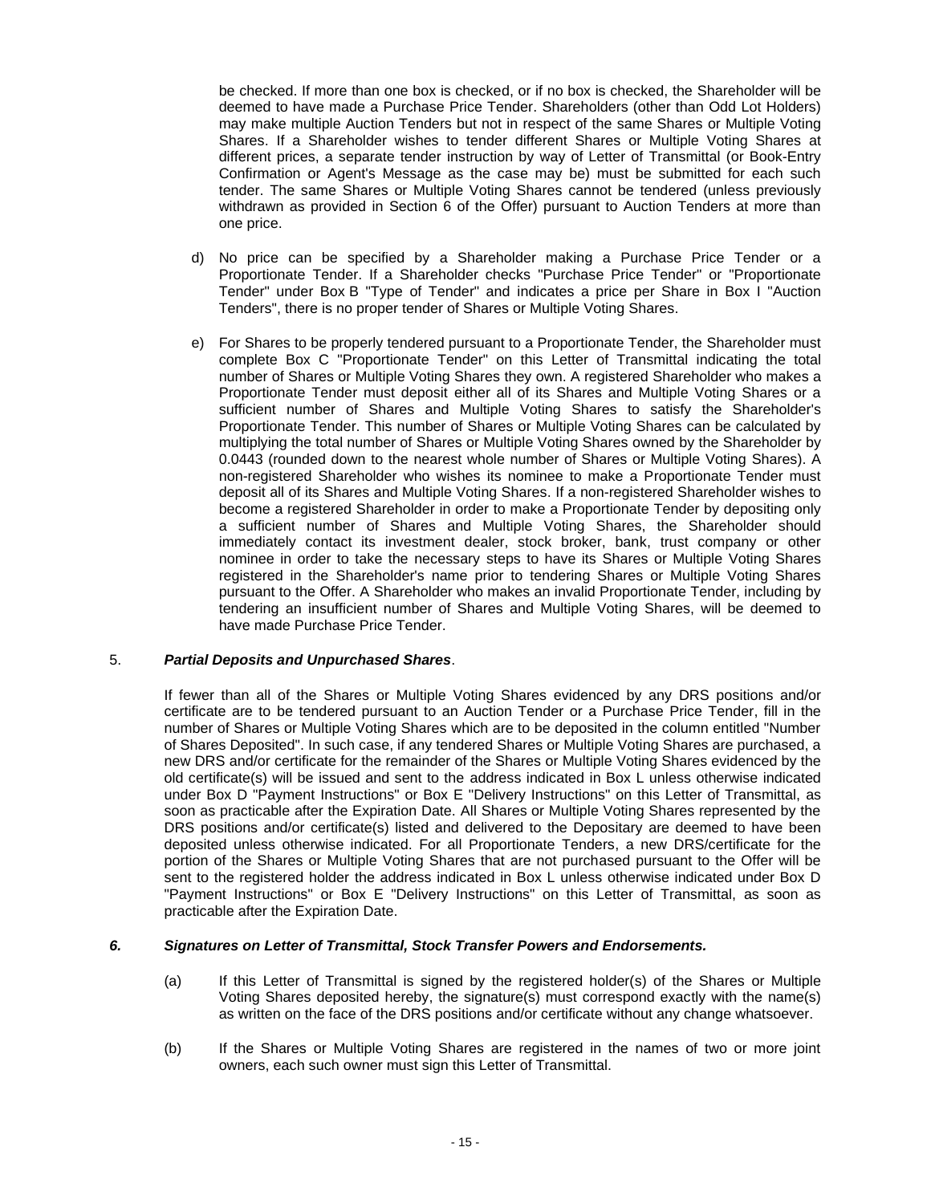be checked. If more than one box is checked, or if no box is checked, the Shareholder will be deemed to have made a Purchase Price Tender. Shareholders (other than Odd Lot Holders) may make multiple Auction Tenders but not in respect of the same Shares or Multiple Voting Shares. If a Shareholder wishes to tender different Shares or Multiple Voting Shares at different prices, a separate tender instruction by way of Letter of Transmittal (or Book-Entry Confirmation or Agent's Message as the case may be) must be submitted for each such tender. The same Shares or Multiple Voting Shares cannot be tendered (unless previously withdrawn as provided in Section 6 of the Offer) pursuant to Auction Tenders at more than one price.

d) No price can be specified by a Shareholder making a Purchase Price Tender or a Proportionate Tender. If a Shareholder checks "Purchase Price Tender" or "Proportionate Tender" under Box B "Type of Tender" and indicates a price per Share in Box I "Auction Tenders", there is no proper tender of Shares or Multiple Voting Shares.

e) For Shares to be properly tendered pursuant to a Proportionate Tender, the Shareholder must complete Box C "Proportionate Tender" on this Letter of Transmittal indicating the total number of Shares or Multiple Voting Shares they own. A registered Shareholder who makes a Proportionate Tender must deposit either all of its Shares and Multiple Voting Shares or a sufficient number of Shares and Multiple Voting Shares to satisfy the Shareholder's Proportionate Tender. This number of Shares or Multiple Voting Shares can be calculated by multiplying the total number of Shares or Multiple Voting Shares owned by the Shareholder by 0.0443 (rounded down to the nearest whole number of Shares or Multiple Voting Shares). A non-registered Shareholder who wishes its nominee to make a Proportionate Tender must deposit all of its Shares and Multiple Voting Shares. If a non-registered Shareholder wishes to become a registered Shareholder in order to make a Proportionate Tender by depositing only a sufficient number of Shares and Multiple Voting Shares, the Shareholder should immediately contact its investment dealer, stock broker, bank, trust company or other nominee in order to take the necessary steps to have its Shares or Multiple Voting Shares registered in the Shareholder's name prior to tendering Shares or Multiple Voting Shares pursuant to the Offer. A Shareholder who makes an invalid Proportionate Tender, including by tendering an insufficient number of Shares and Multiple Voting Shares, will be deemed to have made Purchase Price Tender.

5. ***Partial Deposits and Unpurchased Shares***.

If fewer than all of the Shares or Multiple Voting Shares evidenced by any DRS positions and/or certificate are to be tendered pursuant to an Auction Tender or a Purchase Price Tender, fill in the number of Shares or Multiple Voting Shares which are to be deposited in the column entitled "Number of Shares Deposited". In such case, if any tendered Shares or Multiple Voting Shares are purchased, a new DRS and/or certificate for the remainder of the Shares or Multiple Voting Shares evidenced by the old certificate(s) will be issued and sent to the address indicated in Box L unless otherwise indicated under Box D "Payment Instructions" or Box E "Delivery Instructions" on this Letter of Transmittal, as soon as practicable after the Expiration Date. All Shares or Multiple Voting Shares represented by the DRS positions and/or certificate(s) listed and delivered to the Depositary are deemed to have been deposited unless otherwise indicated. For all Proportionate Tenders, a new DRS/certificate for the portion of the Shares or Multiple Voting Shares that are not purchased pursuant to the Offer will be sent to the registered holder the address indicated in Box L unless otherwise indicated under Box D "Payment Instructions" or Box E "Delivery Instructions" on this Letter of Transmittal, as soon as practicable after the Expiration Date.

***6. Signatures on Letter of Transmittal, Stock Transfer Powers and Endorsements.***

(a) If this Letter of Transmittal is signed by the registered holder(s) of the Shares or Multiple Voting Shares deposited hereby, the signature(s) must correspond exactly with the name(s) as written on the face of the DRS positions and/or certificate without any change whatsoever.

(b) If the Shares or Multiple Voting Shares are registered in the names of two or more joint owners, each such owner must sign this Letter of Transmittal.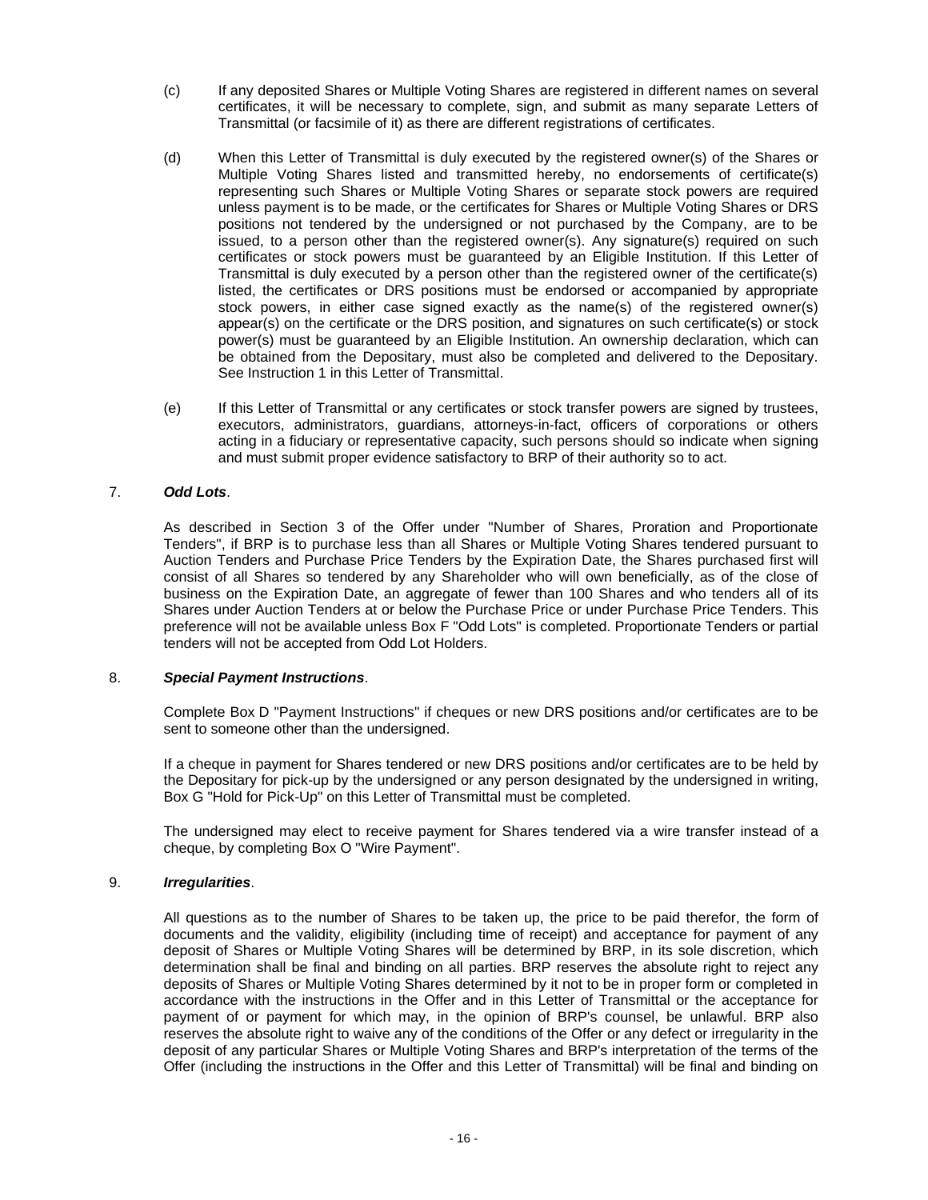(c) If any deposited Shares or Multiple Voting Shares are registered in different names on several certificates, it will be necessary to complete, sign, and submit as many separate Letters of Transmittal (or facsimile of it) as there are different registrations of certificates.

(d) When this Letter of Transmittal is duly executed by the registered owner(s) of the Shares or Multiple Voting Shares listed and transmitted hereby, no endorsements of certificate(s) representing such Shares or Multiple Voting Shares or separate stock powers are required unless payment is to be made, or the certificates for Shares or Multiple Voting Shares or DRS positions not tendered by the undersigned or not purchased by the Company, are to be issued, to a person other than the registered owner(s). Any signature(s) required on such certificates or stock powers must be guaranteed by an Eligible Institution. If this Letter of Transmittal is duly executed by a person other than the registered owner of the certificate(s) listed, the certificates or DRS positions must be endorsed or accompanied by appropriate stock powers, in either case signed exactly as the name(s) of the registered owner(s) appear(s) on the certificate or the DRS position, and signatures on such certificate(s) or stock power(s) must be guaranteed by an Eligible Institution. An ownership declaration, which can be obtained from the Depositary, must also be completed and delivered to the Depositary. See Instruction 1 in this Letter of Transmittal.

(e) If this Letter of Transmittal or any certificates or stock transfer powers are signed by trustees, executors, administrators, guardians, attorneys-in-fact, officers of corporations or others acting in a fiduciary or representative capacity, such persons should so indicate when signing and must submit proper evidence satisfactory to BRP of their authority so to act.

7. ***Odd Lots***.

As described in Section 3 of the Offer under "Number of Shares, Proration and Proportionate Tenders", if BRP is to purchase less than all Shares or Multiple Voting Shares tendered pursuant to Auction Tenders and Purchase Price Tenders by the Expiration Date, the Shares purchased first will consist of all Shares so tendered by any Shareholder who will own beneficially, as of the close of business on the Expiration Date, an aggregate of fewer than 100 Shares and who tenders all of its Shares under Auction Tenders at or below the Purchase Price or under Purchase Price Tenders. This preference will not be available unless Box F "Odd Lots" is completed. Proportionate Tenders or partial tenders will not be accepted from Odd Lot Holders.

8. ***Special Payment Instructions***.

Complete Box D "Payment Instructions" if cheques or new DRS positions and/or certificates are to be sent to someone other than the undersigned.

If a cheque in payment for Shares tendered or new DRS positions and/or certificates are to be held by the Depositary for pick-up by the undersigned or any person designated by the undersigned in writing, Box G "Hold for Pick-Up" on this Letter of Transmittal must be completed.

The undersigned may elect to receive payment for Shares tendered via a wire transfer instead of a cheque, by completing Box O "Wire Payment".

9. ***Irregularities***.

All questions as to the number of Shares to be taken up, the price to be paid therefor, the form of documents and the validity, eligibility (including time of receipt) and acceptance for payment of any deposit of Shares or Multiple Voting Shares will be determined by BRP, in its sole discretion, which determination shall be final and binding on all parties. BRP reserves the absolute right to reject any deposits of Shares or Multiple Voting Shares determined by it not to be in proper form or completed in accordance with the instructions in the Offer and in this Letter of Transmittal or the acceptance for payment of or payment for which may, in the opinion of BRP's counsel, be unlawful. BRP also reserves the absolute right to waive any of the conditions of the Offer or any defect or irregularity in the deposit of any particular Shares or Multiple Voting Shares and BRP's interpretation of the terms of the Offer (including the instructions in the Offer and this Letter of Transmittal) will be final and binding on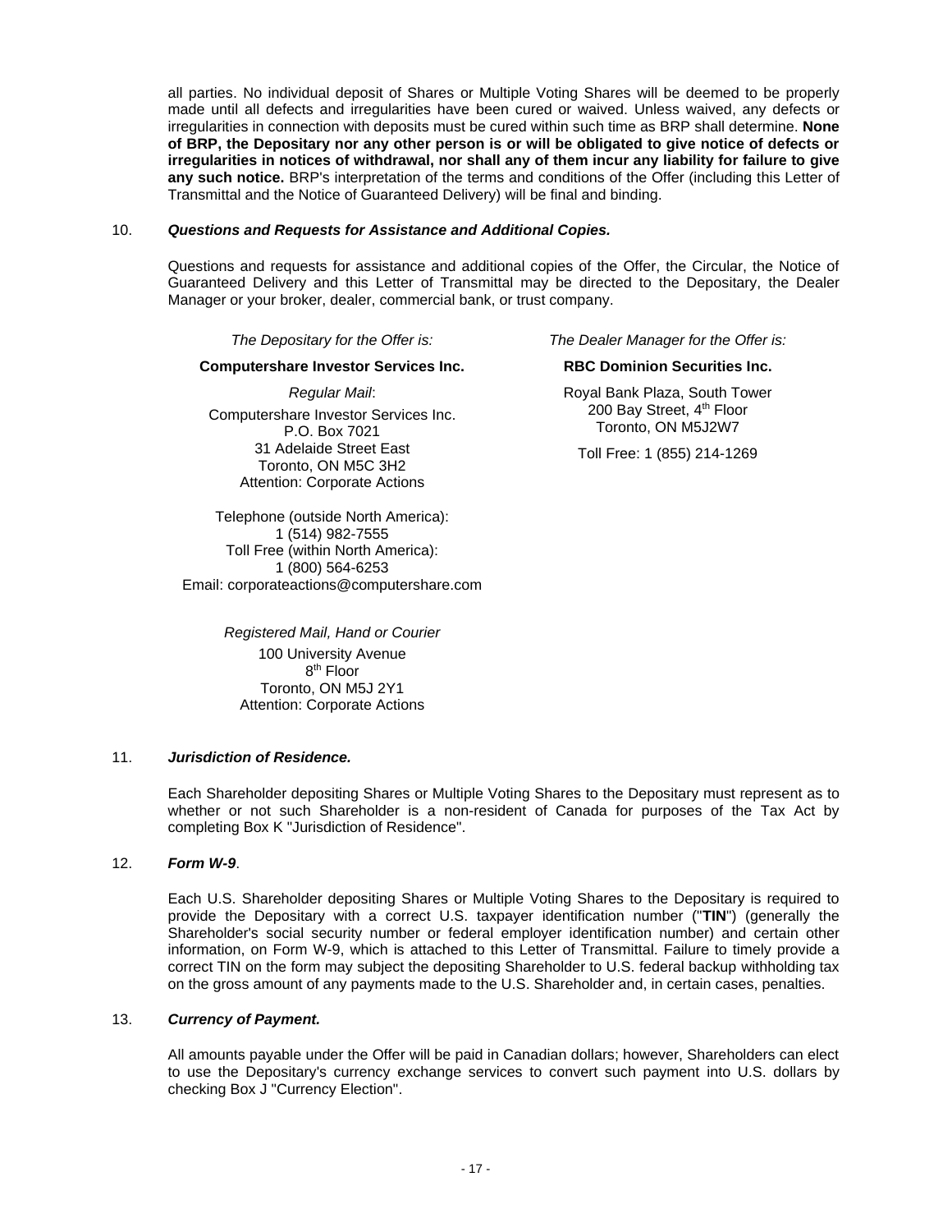all parties. No individual deposit of Shares or Multiple Voting Shares will be deemed to be properly made until all defects and irregularities have been cured or waived. Unless waived, any defects or irregularities in connection with deposits must be cured within such time as BRP shall determine. **None of BRP, the Depositary nor any other person is or will be obligated to give notice of defects or irregularities in notices of withdrawal, nor shall any of them incur any liability for failure to give any such notice.** BRP's interpretation of the terms and conditions of the Offer (including this Letter of Transmittal and the Notice of Guaranteed Delivery) will be final and binding.

10. ***Questions and Requests for Assistance and Additional Copies.***

Questions and requests for assistance and additional copies of the Offer, the Circular, the Notice of Guaranteed Delivery and this Letter of Transmittal may be directed to the Depositary, the Dealer Manager or your broker, dealer, commercial bank, or trust company.

*The Depositary for the Offer is:*

**Computershare Investor Services Inc.**

*Regular Mail*:

Computershare Investor Services Inc.
P.O. Box 7021
31 Adelaide Street East
Toronto, ON M5C 3H2
Attention: Corporate Actions

Telephone (outside North America):
1 (514) 982-7555
Toll Free (within North America):
1 (800) 564-6253
Email: corporateactions@computershare.com

*Registered Mail, Hand or Courier*

100 University Avenue
8th Floor
Toronto, ON M5J 2Y1
Attention: Corporate Actions

*The Dealer Manager for the Offer is:*

**RBC Dominion Securities Inc.**

Royal Bank Plaza, South Tower
200 Bay Street, 4th Floor
Toronto, ON M5J2W7

Toll Free: 1 (855) 214-1269

11. ***Jurisdiction of Residence.***

Each Shareholder depositing Shares or Multiple Voting Shares to the Depositary must represent as to whether or not such Shareholder is a non-resident of Canada for purposes of the Tax Act by completing Box K "Jurisdiction of Residence".

12. ***Form W-9***.

Each U.S. Shareholder depositing Shares or Multiple Voting Shares to the Depositary is required to provide the Depositary with a correct U.S. taxpayer identification number ("**TIN**") (generally the Shareholder's social security number or federal employer identification number) and certain other information, on Form W-9, which is attached to this Letter of Transmittal. Failure to timely provide a correct TIN on the form may subject the depositing Shareholder to U.S. federal backup withholding tax on the gross amount of any payments made to the U.S. Shareholder and, in certain cases, penalties.

13. ***Currency of Payment.***

All amounts payable under the Offer will be paid in Canadian dollars; however, Shareholders can elect to use the Depositary's currency exchange services to convert such payment into U.S. dollars by checking Box J "Currency Election".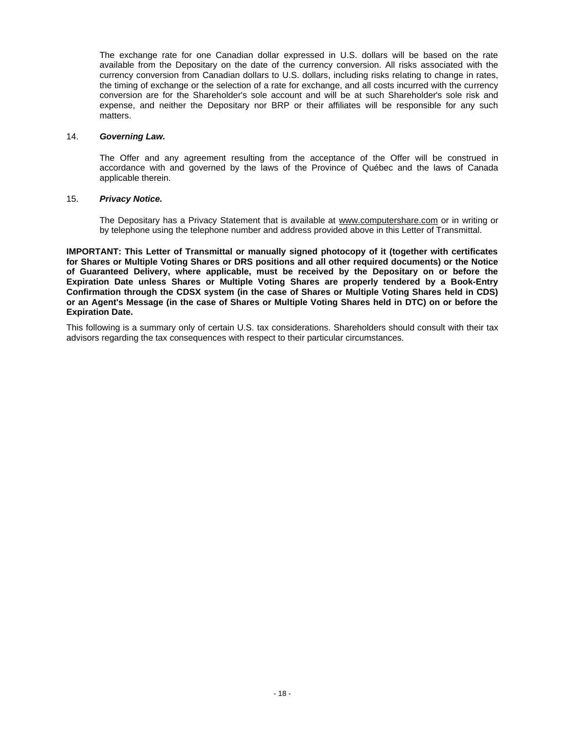The exchange rate for one Canadian dollar expressed in U.S. dollars will be based on the rate available from the Depositary on the date of the currency conversion. All risks associated with the currency conversion from Canadian dollars to U.S. dollars, including risks relating to change in rates, the timing of exchange or the selection of a rate for exchange, and all costs incurred with the currency conversion are for the Shareholder's sole account and will be at such Shareholder's sole risk and expense, and neither the Depositary nor BRP or their affiliates will be responsible for any such matters.

14. ***Governing Law.***

The Offer and any agreement resulting from the acceptance of the Offer will be construed in accordance with and governed by the laws of the Province of Québec and the laws of Canada applicable therein.

15. ***Privacy Notice.***

The Depositary has a Privacy Statement that is available at www.computershare.com or in writing or by telephone using the telephone number and address provided above in this Letter of Transmittal.

**IMPORTANT: This Letter of Transmittal or manually signed photocopy of it (together with certificates for Shares or Multiple Voting Shares or DRS positions and all other required documents) or the Notice of Guaranteed Delivery, where applicable, must be received by the Depositary on or before the Expiration Date unless Shares or Multiple Voting Shares are properly tendered by a Book-Entry Confirmation through the CDSX system (in the case of Shares or Multiple Voting Shares held in CDS) or an Agent's Message (in the case of Shares or Multiple Voting Shares held in DTC) on or before the Expiration Date.**

This following is a summary only of certain U.S. tax considerations. Shareholders should consult with their tax advisors regarding the tax consequences with respect to their particular circumstances.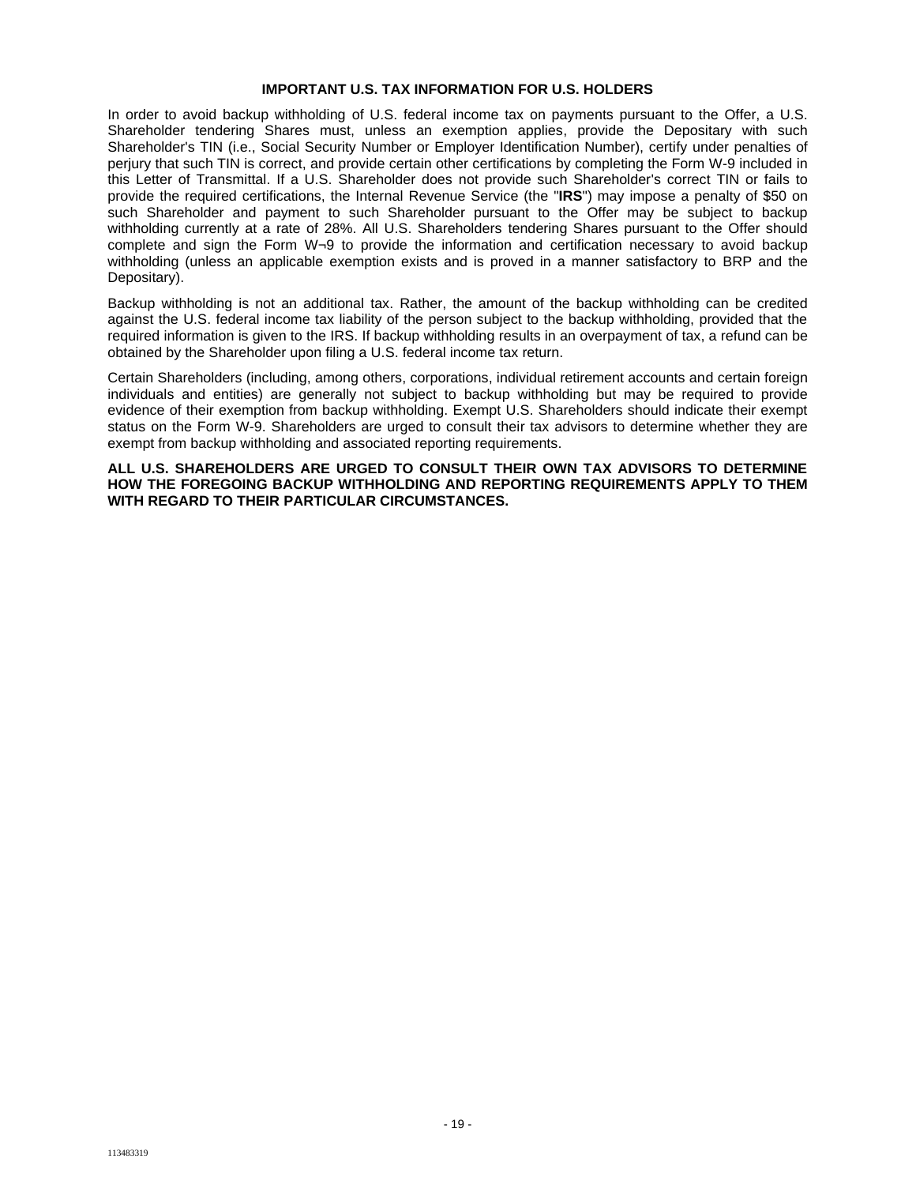## IMPORTANT U.S. TAX INFORMATION FOR U.S. HOLDERS

In order to avoid backup withholding of U.S. federal income tax on payments pursuant to the Offer, a U.S. Shareholder tendering Shares must, unless an exemption applies, provide the Depositary with such Shareholder's TIN (i.e., Social Security Number or Employer Identification Number), certify under penalties of perjury that such TIN is correct, and provide certain other certifications by completing the Form W-9 included in this Letter of Transmittal. If a U.S. Shareholder does not provide such Shareholder's correct TIN or fails to provide the required certifications, the Internal Revenue Service (the "**IRS**") may impose a penalty of $50 on such Shareholder and payment to such Shareholder pursuant to the Offer may be subject to backup withholding currently at a rate of 28%. All U.S. Shareholders tendering Shares pursuant to the Offer should complete and sign the Form W¬9 to provide the information and certification necessary to avoid backup withholding (unless an applicable exemption exists and is proved in a manner satisfactory to BRP and the Depositary).

Backup withholding is not an additional tax. Rather, the amount of the backup withholding can be credited against the U.S. federal income tax liability of the person subject to the backup withholding, provided that the required information is given to the IRS. If backup withholding results in an overpayment of tax, a refund can be obtained by the Shareholder upon filing a U.S. federal income tax return.

Certain Shareholders (including, among others, corporations, individual retirement accounts and certain foreign individuals and entities) are generally not subject to backup withholding but may be required to provide evidence of their exemption from backup withholding. Exempt U.S. Shareholders should indicate their exempt status on the Form W-9. Shareholders are urged to consult their tax advisors to determine whether they are exempt from backup withholding and associated reporting requirements.

**ALL U.S. SHAREHOLDERS ARE URGED TO CONSULT THEIR OWN TAX ADVISORS TO DETERMINE HOW THE FOREGOING BACKUP WITHHOLDING AND REPORTING REQUIREMENTS APPLY TO THEM WITH REGARD TO THEIR PARTICULAR CIRCUMSTANCES.**